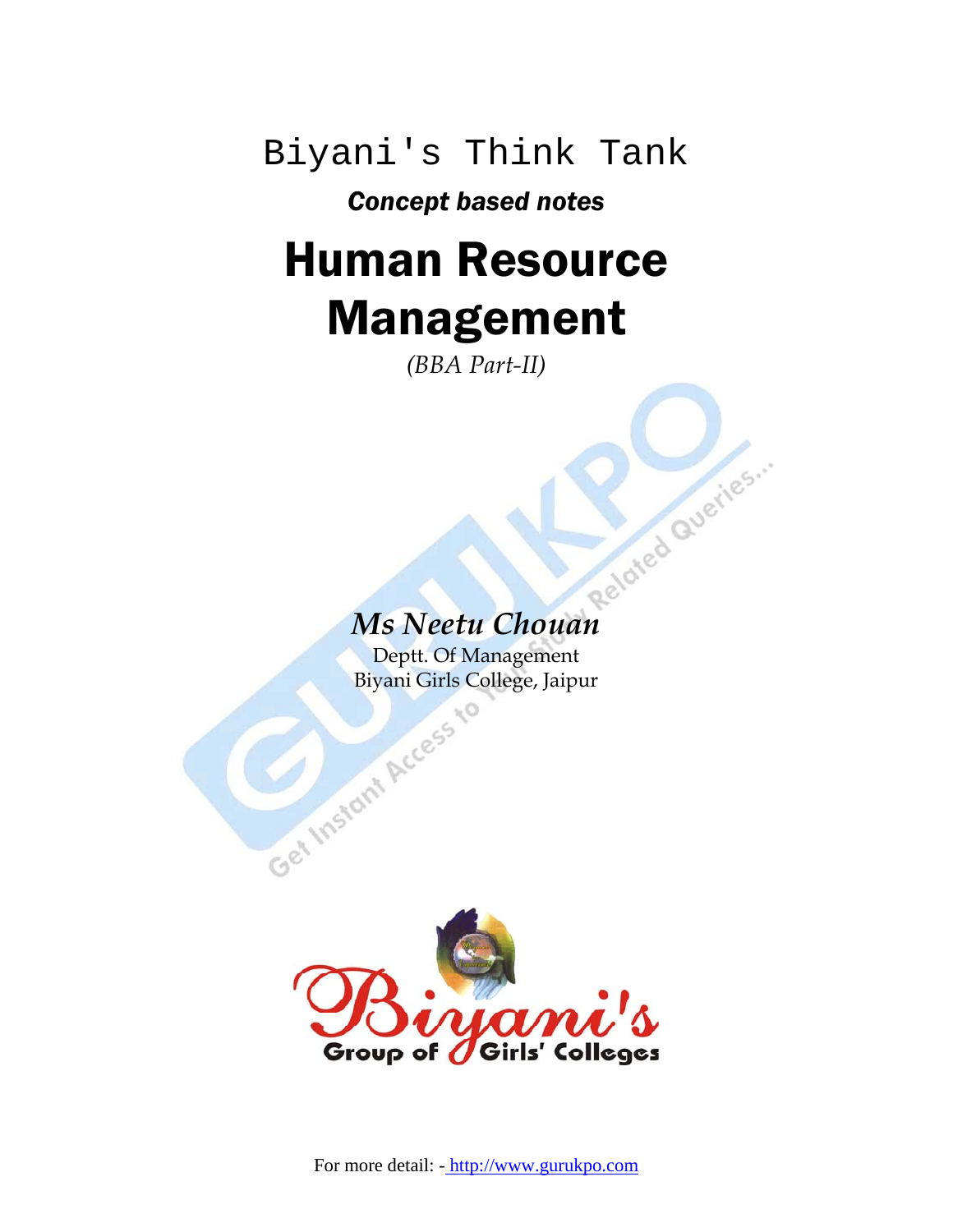Biyani's Think Tank

***Concept based notes***

# Human Resource Management

*(BBA Part-II)*

***Ms Neetu Chouan***

Deptt. Of Management

Biyani Girls College, Jaipur

Biyani's Group of Girls' Colleges

For more detail: - http://www.gurukpo.com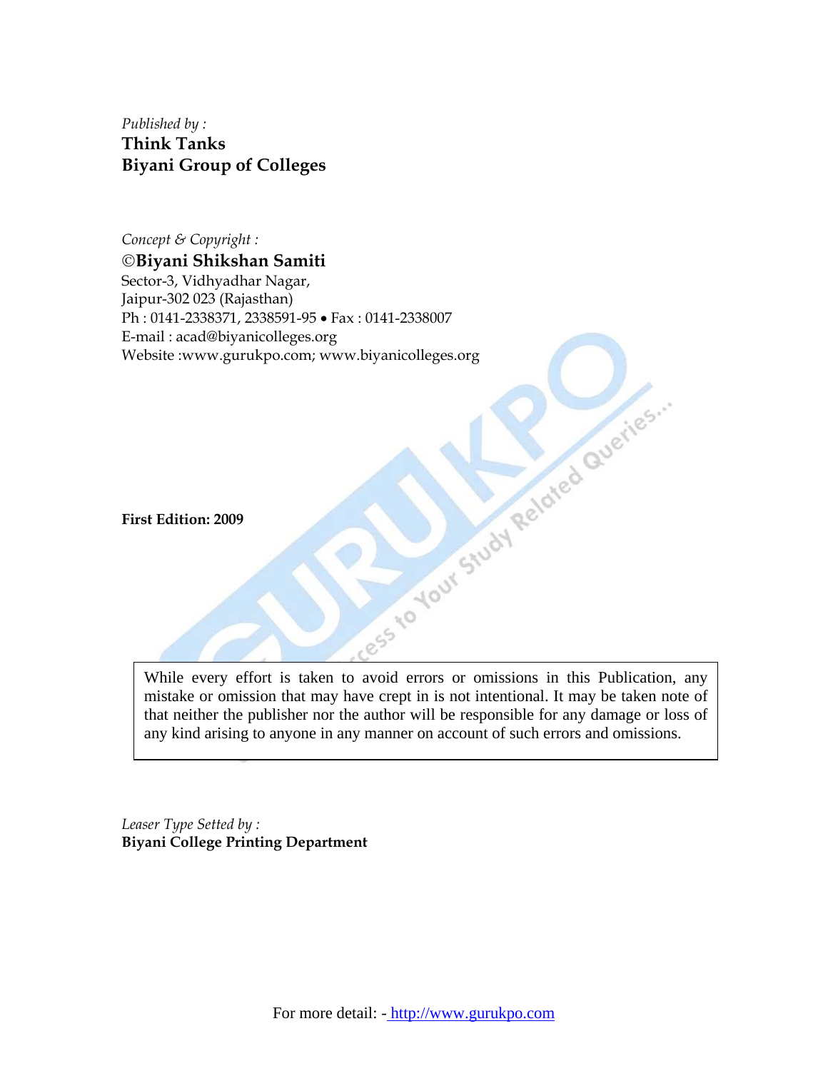*Published by :*
**Think Tanks**
**Biyani Group of Colleges**

*Concept & Copyright :*
**©Biyani Shikshan Samiti**
Sector-3, Vidhyadhar Nagar,
Jaipur-302 023 (Rajasthan)
Ph : 0141-2338371, 2338591-95 • Fax : 0141-2338007
E-mail : acad@biyanicolleges.org
Website :www.gurukpo.com; www.biyanicolleges.org

**First Edition: 2009**

While every effort is taken to avoid errors or omissions in this Publication, any mistake or omission that may have crept in is not intentional. It may be taken note of that neither the publisher nor the author will be responsible for any damage or loss of any kind arising to anyone in any manner on account of such errors and omissions.

*Leaser Type Setted by :*
**Biyani College Printing Department**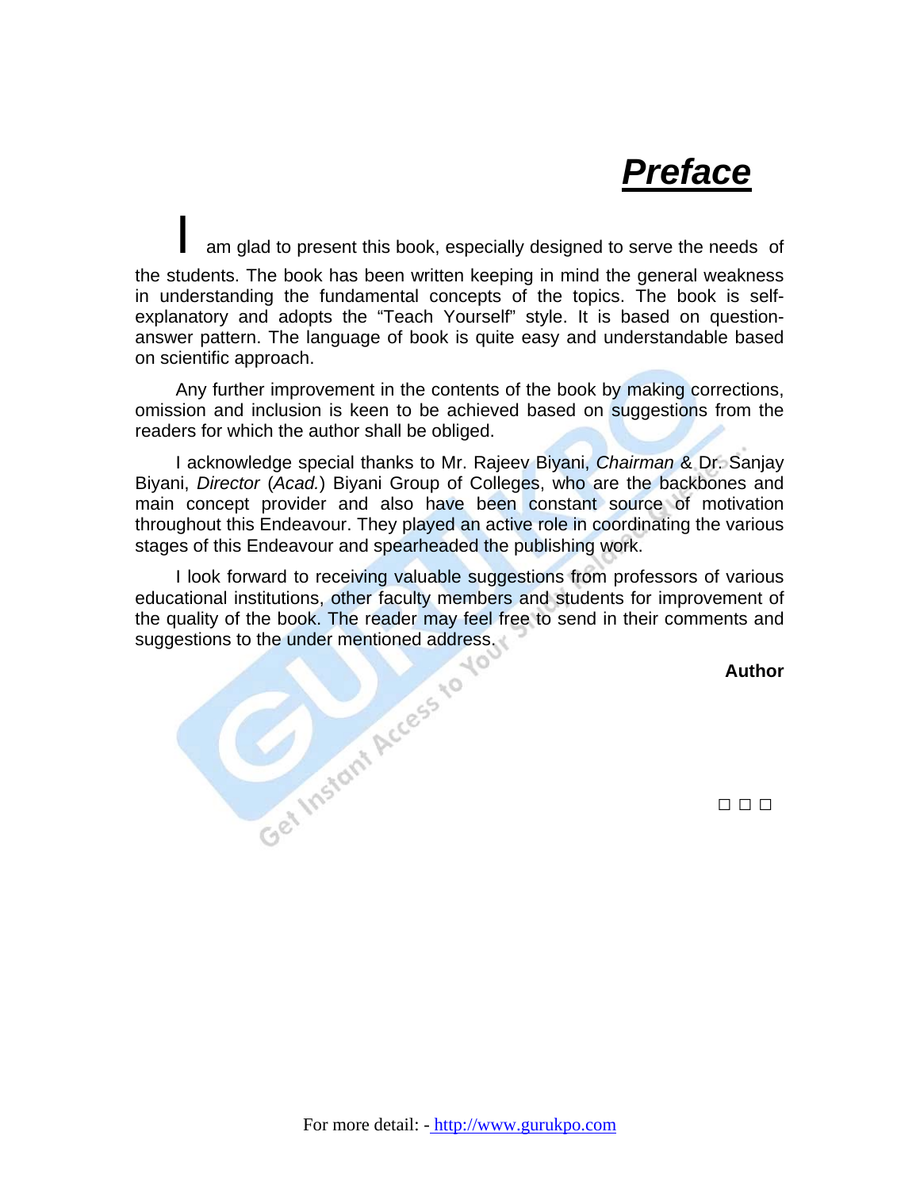# *Preface*

I am glad to present this book, especially designed to serve the needs of the students. The book has been written keeping in mind the general weakness in understanding the fundamental concepts of the topics. The book is self-explanatory and adopts the "Teach Yourself" style. It is based on question-answer pattern. The language of book is quite easy and understandable based on scientific approach.

Any further improvement in the contents of the book by making corrections, omission and inclusion is keen to be achieved based on suggestions from the readers for which the author shall be obliged.

I acknowledge special thanks to Mr. Rajeev Biyani, *Chairman* & Dr. Sanjay Biyani, *Director* (*Acad.*) Biyani Group of Colleges, who are the backbones and main concept provider and also have been constant source of motivation throughout this Endeavour. They played an active role in coordinating the various stages of this Endeavour and spearheaded the publishing work.

I look forward to receiving valuable suggestions from professors of various educational institutions, other faculty members and students for improvement of the quality of the book. The reader may feel free to send in their comments and suggestions to the under mentioned address.

**Author**

□ □ □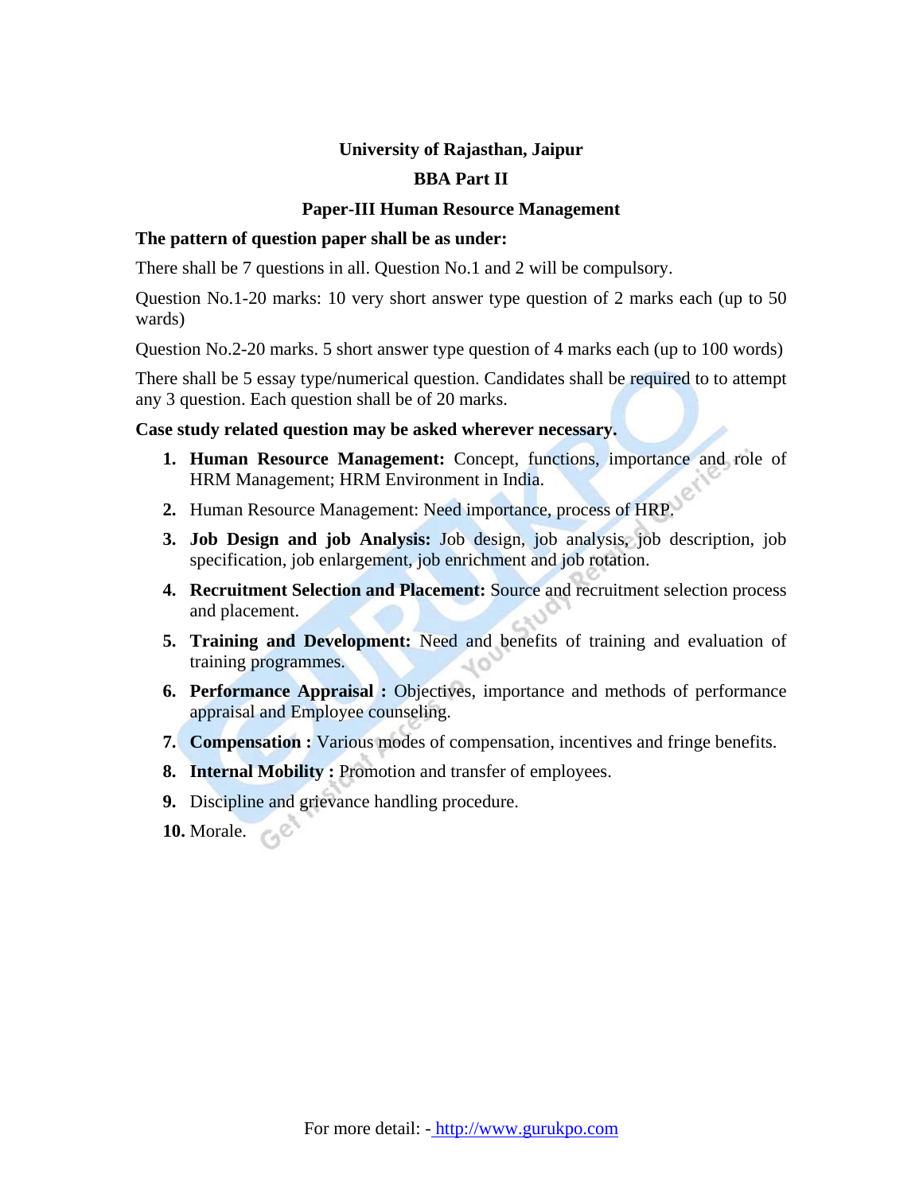**University of Rajasthan, Jaipur**

**BBA Part II**

**Paper-III Human Resource Management**

**The pattern of question paper shall be as under:**

There shall be 7 questions in all. Question No.1 and 2 will be compulsory.

Question No.1-20 marks: 10 very short answer type question of 2 marks each (up to 50 wards)

Question No.2-20 marks. 5 short answer type question of 4 marks each (up to 100 words)

There shall be 5 essay type/numerical question. Candidates shall be required to to attempt any 3 question. Each question shall be of 20 marks.

**Case study related question may be asked wherever necessary.**

1. **Human Resource Management:** Concept, functions, importance and role of HRM Management; HRM Environment in India.
2. Human Resource Management: Need importance, process of HRP.
3. **Job Design and job Analysis:** Job design, job analysis, job description, job specification, job enlargement, job enrichment and job rotation.
4. **Recruitment Selection and Placement:** Source and recruitment selection process and placement.
5. **Training and Development:** Need and benefits of training and evaluation of training programmes.
6. **Performance Appraisal :** Objectives, importance and methods of performance appraisal and Employee counseling.
7. **Compensation :** Various modes of compensation, incentives and fringe benefits.
8. **Internal Mobility :** Promotion and transfer of employees.
9. Discipline and grievance handling procedure.
10. Morale.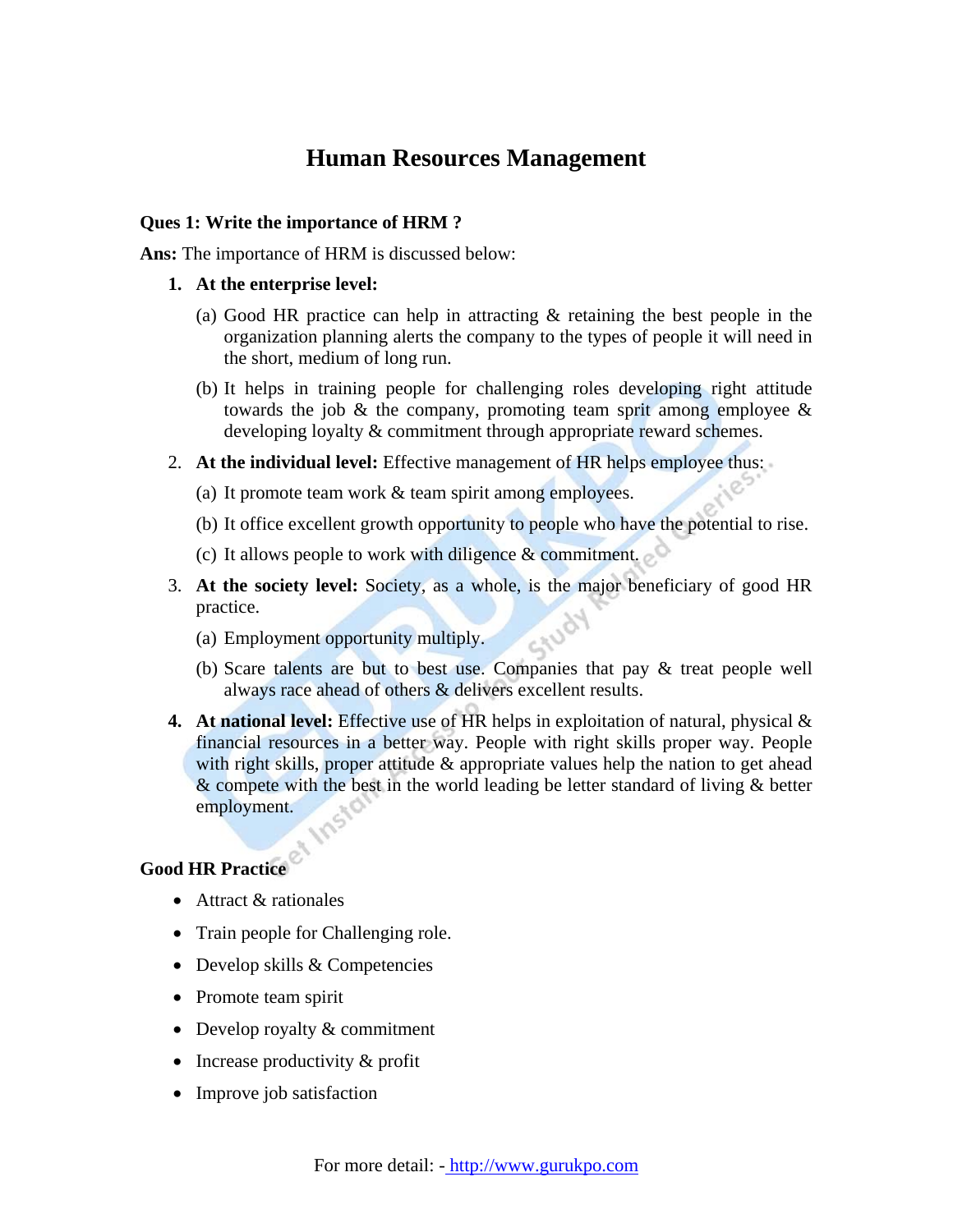# Human Resources Management

**Ques 1: Write the importance of HRM ?**

**Ans:** The importance of HRM is discussed below:

1. **At the enterprise level:**

   (a) Good HR practice can help in attracting & retaining the best people in the organization planning alerts the company to the types of people it will need in the short, medium of long run.

   (b) It helps in training people for challenging roles developing right attitude towards the job & the company, promoting team sprit among employee & developing loyalty & commitment through appropriate reward schemes.

2. **At the individual level:** Effective management of HR helps employee thus:

   (a) It promote team work & team spirit among employees.

   (b) It office excellent growth opportunity to people who have the potential to rise.

   (c) It allows people to work with diligence & commitment.

3. **At the society level:** Society, as a whole, is the major beneficiary of good HR practice.

   (a) Employment opportunity multiply.

   (b) Scare talents are but to best use. Companies that pay & treat people well always race ahead of others & delivers excellent results.

4. **At national level:** Effective use of HR helps in exploitation of natural, physical & financial resources in a better way. People with right skills proper way. People with right skills, proper attitude & appropriate values help the nation to get ahead & compete with the best in the world leading be letter standard of living & better employment.

**Good HR Practice**

- Attract & rationales
- Train people for Challenging role.
- Develop skills & Competencies
- Promote team spirit
- Develop royalty & commitment
- Increase productivity & profit
- Improve job satisfaction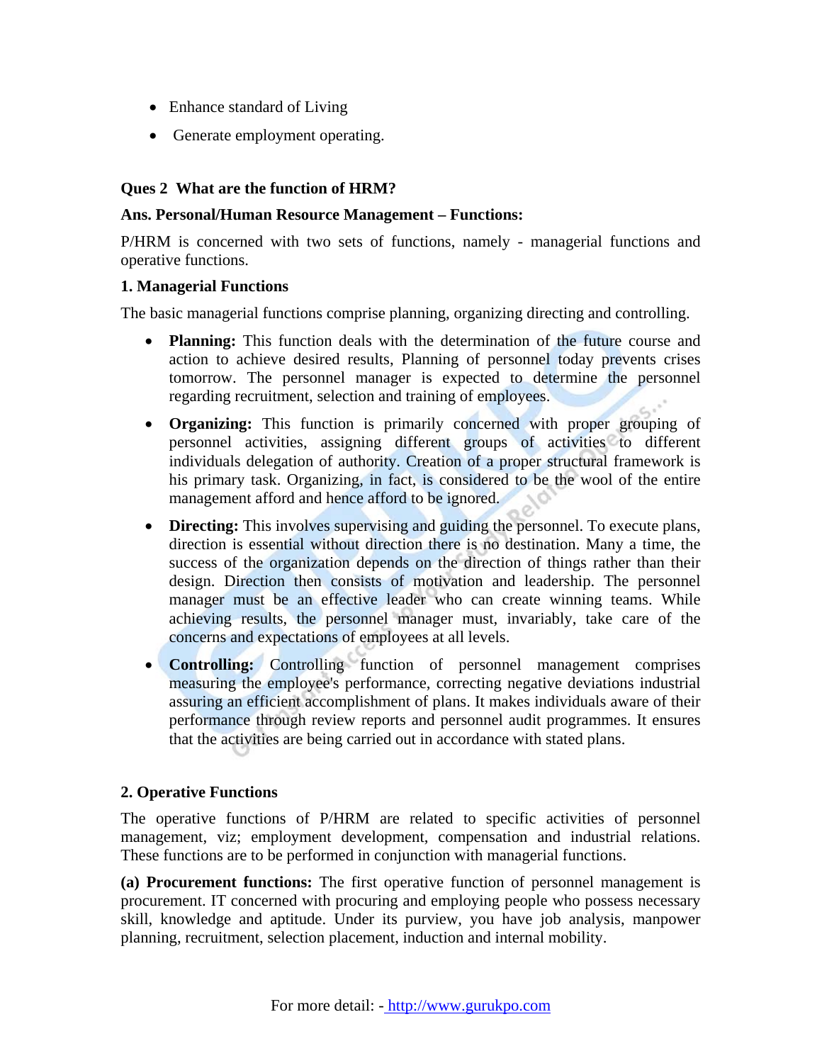- Enhance standard of Living
- Generate employment operating.

**Ques 2 What are the function of HRM?**

**Ans. Personal/Human Resource Management – Functions:**

P/HRM is concerned with two sets of functions, namely - managerial functions and operative functions.

**1. Managerial Functions**

The basic managerial functions comprise planning, organizing directing and controlling.

- **Planning:** This function deals with the determination of the future course and action to achieve desired results, Planning of personnel today prevents crises tomorrow. The personnel manager is expected to determine the personnel regarding recruitment, selection and training of employees.
- **Organizing:** This function is primarily concerned with proper grouping of personnel activities, assigning different groups of activities to different individuals delegation of authority. Creation of a proper structural framework is his primary task. Organizing, in fact, is considered to be the wool of the entire management afford and hence afford to be ignored.
- **Directing:** This involves supervising and guiding the personnel. To execute plans, direction is essential without direction there is no destination. Many a time, the success of the organization depends on the direction of things rather than their design. Direction then consists of motivation and leadership. The personnel manager must be an effective leader who can create winning teams. While achieving results, the personnel manager must, invariably, take care of the concerns and expectations of employees at all levels.
- **Controlling:** Controlling function of personnel management comprises measuring the employee's performance, correcting negative deviations industrial assuring an efficient accomplishment of plans. It makes individuals aware of their performance through review reports and personnel audit programmes. It ensures that the activities are being carried out in accordance with stated plans.

**2. Operative Functions**

The operative functions of P/HRM are related to specific activities of personnel management, viz; employment development, compensation and industrial relations. These functions are to be performed in conjunction with managerial functions.

**(a) Procurement functions:** The first operative function of personnel management is procurement. IT concerned with procuring and employing people who possess necessary skill, knowledge and aptitude. Under its purview, you have job analysis, manpower planning, recruitment, selection placement, induction and internal mobility.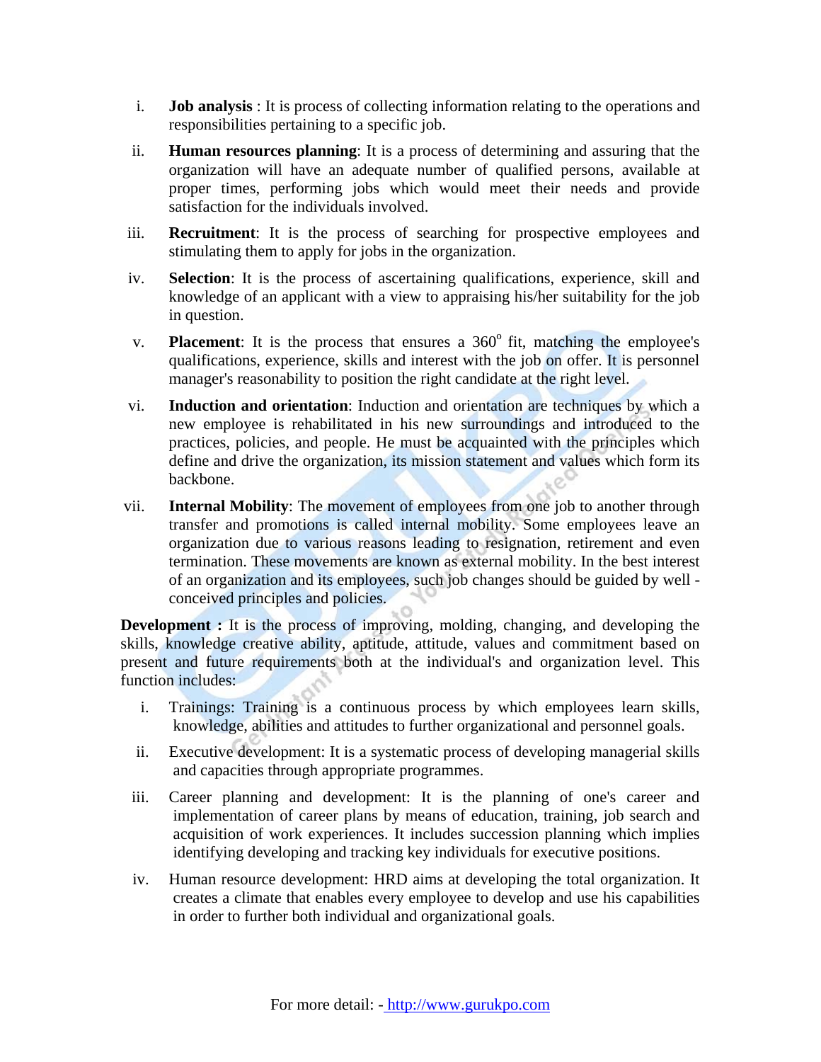i. **Job analysis** : It is process of collecting information relating to the operations and responsibilities pertaining to a specific job.

ii. **Human resources planning**: It is a process of determining and assuring that the organization will have an adequate number of qualified persons, available at proper times, performing jobs which would meet their needs and provide satisfaction for the individuals involved.

iii. **Recruitment**: It is the process of searching for prospective employees and stimulating them to apply for jobs in the organization.

iv. **Selection**: It is the process of ascertaining qualifications, experience, skill and knowledge of an applicant with a view to appraising his/her suitability for the job in question.

v. **Placement**: It is the process that ensures a 360$^{o}$ fit, matching the employee's qualifications, experience, skills and interest with the job on offer. It is personnel manager's reasonability to position the right candidate at the right level.

vi. **Induction and orientation**: Induction and orientation are techniques by which a new employee is rehabilitated in his new surroundings and introduced to the practices, policies, and people. He must be acquainted with the principles which define and drive the organization, its mission statement and values which form its backbone.

vii. **Internal Mobility**: The movement of employees from one job to another through transfer and promotions is called internal mobility. Some employees leave an organization due to various reasons leading to resignation, retirement and even termination. These movements are known as external mobility. In the best interest of an organization and its employees, such job changes should be guided by well - conceived principles and policies.

**Development :** It is the process of improving, molding, changing, and developing the skills, knowledge creative ability, aptitude, attitude, values and commitment based on present and future requirements both at the individual's and organization level. This function includes:

i. Trainings: Training is a continuous process by which employees learn skills, knowledge, abilities and attitudes to further organizational and personnel goals.

ii. Executive development: It is a systematic process of developing managerial skills and capacities through appropriate programmes.

iii. Career planning and development: It is the planning of one's career and implementation of career plans by means of education, training, job search and acquisition of work experiences. It includes succession planning which implies identifying developing and tracking key individuals for executive positions.

iv. Human resource development: HRD aims at developing the total organization. It creates a climate that enables every employee to develop and use his capabilities in order to further both individual and organizational goals.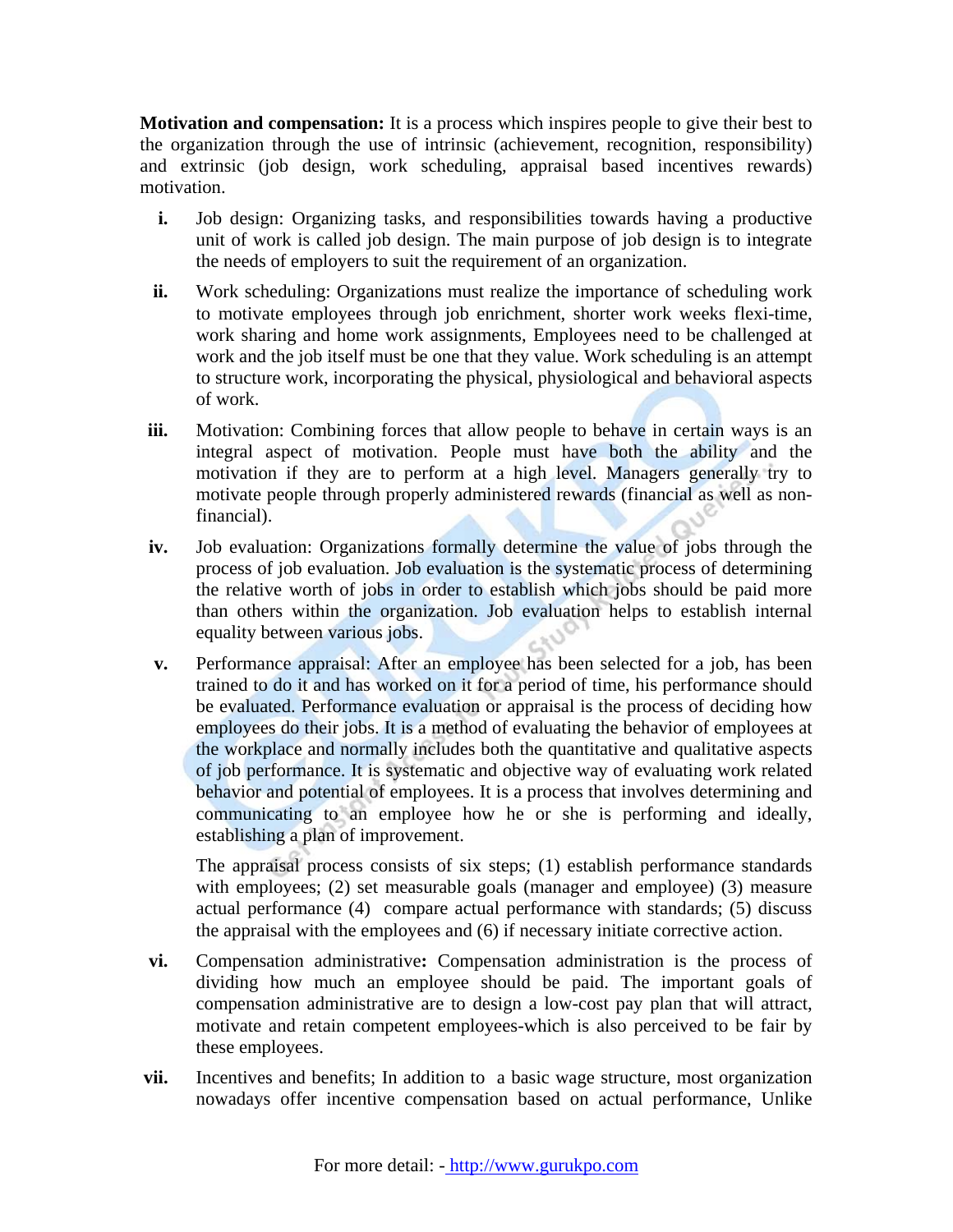**Motivation and compensation:** It is a process which inspires people to give their best to the organization through the use of intrinsic (achievement, recognition, responsibility) and extrinsic (job design, work scheduling, appraisal based incentives rewards) motivation.

i. Job design: Organizing tasks, and responsibilities towards having a productive unit of work is called job design. The main purpose of job design is to integrate the needs of employers to suit the requirement of an organization.

ii. Work scheduling: Organizations must realize the importance of scheduling work to motivate employees through job enrichment, shorter work weeks flexi-time, work sharing and home work assignments, Employees need to be challenged at work and the job itself must be one that they value. Work scheduling is an attempt to structure work, incorporating the physical, physiological and behavioral aspects of work.

iii. Motivation: Combining forces that allow people to behave in certain ways is an integral aspect of motivation. People must have both the ability and the motivation if they are to perform at a high level. Managers generally try to motivate people through properly administered rewards (financial as well as non-financial).

iv. Job evaluation: Organizations formally determine the value of jobs through the process of job evaluation. Job evaluation is the systematic process of determining the relative worth of jobs in order to establish which jobs should be paid more than others within the organization. Job evaluation helps to establish internal equality between various jobs.

v. Performance appraisal: After an employee has been selected for a job, has been trained to do it and has worked on it for a period of time, his performance should be evaluated. Performance evaluation or appraisal is the process of deciding how employees do their jobs. It is a method of evaluating the behavior of employees at the workplace and normally includes both the quantitative and qualitative aspects of job performance. It is systematic and objective way of evaluating work related behavior and potential of employees. It is a process that involves determining and communicating to an employee how he or she is performing and ideally, establishing a plan of improvement.

   The appraisal process consists of six steps; (1) establish performance standards with employees; (2) set measurable goals (manager and employee) (3) measure actual performance (4) compare actual performance with standards; (5) discuss the appraisal with the employees and (6) if necessary initiate corrective action.

vi. Compensation administrative**:** Compensation administration is the process of dividing how much an employee should be paid. The important goals of compensation administrative are to design a low-cost pay plan that will attract, motivate and retain competent employees-which is also perceived to be fair by these employees.

vii. Incentives and benefits; In addition to a basic wage structure, most organization nowadays offer incentive compensation based on actual performance, Unlike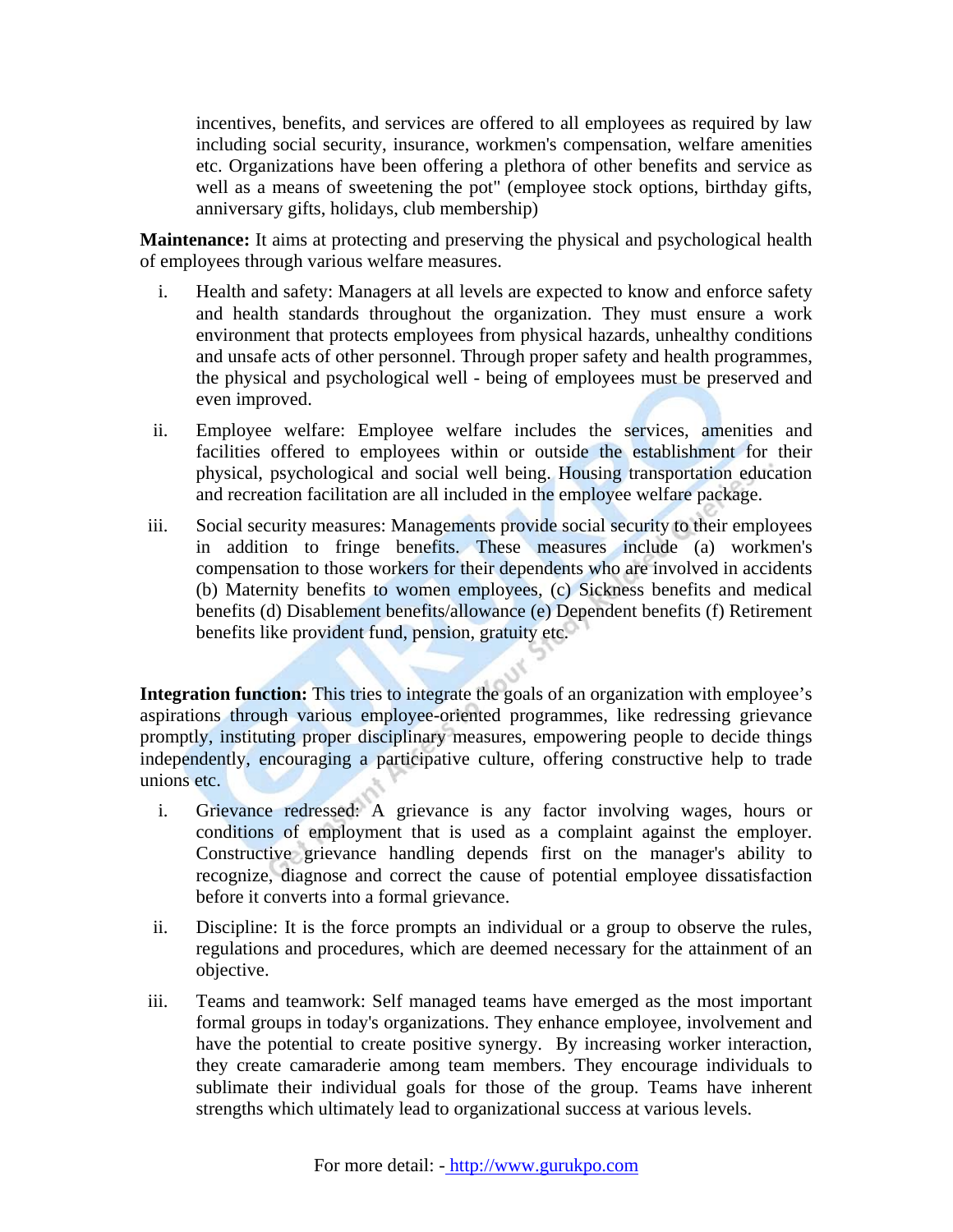incentives, benefits, and services are offered to all employees as required by law including social security, insurance, workmen's compensation, welfare amenities etc. Organizations have been offering a plethora of other benefits and service as well as a means of sweetening the pot" (employee stock options, birthday gifts, anniversary gifts, holidays, club membership)

**Maintenance:** It aims at protecting and preserving the physical and psychological health of employees through various welfare measures.

i. Health and safety: Managers at all levels are expected to know and enforce safety and health standards throughout the organization. They must ensure a work environment that protects employees from physical hazards, unhealthy conditions and unsafe acts of other personnel. Through proper safety and health programmes, the physical and psychological well - being of employees must be preserved and even improved.

ii. Employee welfare: Employee welfare includes the services, amenities and facilities offered to employees within or outside the establishment for their physical, psychological and social well being. Housing transportation education and recreation facilitation are all included in the employee welfare package.

iii. Social security measures: Managements provide social security to their employees in addition to fringe benefits. These measures include (a) workmen's compensation to those workers for their dependents who are involved in accidents (b) Maternity benefits to women employees, (c) Sickness benefits and medical benefits (d) Disablement benefits/allowance (e) Dependent benefits (f) Retirement benefits like provident fund, pension, gratuity etc.

**Integration function:** This tries to integrate the goals of an organization with employee's aspirations through various employee-oriented programmes, like redressing grievance promptly, instituting proper disciplinary measures, empowering people to decide things independently, encouraging a participative culture, offering constructive help to trade unions etc.

i. Grievance redressed: A grievance is any factor involving wages, hours or conditions of employment that is used as a complaint against the employer. Constructive grievance handling depends first on the manager's ability to recognize, diagnose and correct the cause of potential employee dissatisfaction before it converts into a formal grievance.

ii. Discipline: It is the force prompts an individual or a group to observe the rules, regulations and procedures, which are deemed necessary for the attainment of an objective.

iii. Teams and teamwork: Self managed teams have emerged as the most important formal groups in today's organizations. They enhance employee, involvement and have the potential to create positive synergy. By increasing worker interaction, they create camaraderie among team members. They encourage individuals to sublimate their individual goals for those of the group. Teams have inherent strengths which ultimately lead to organizational success at various levels.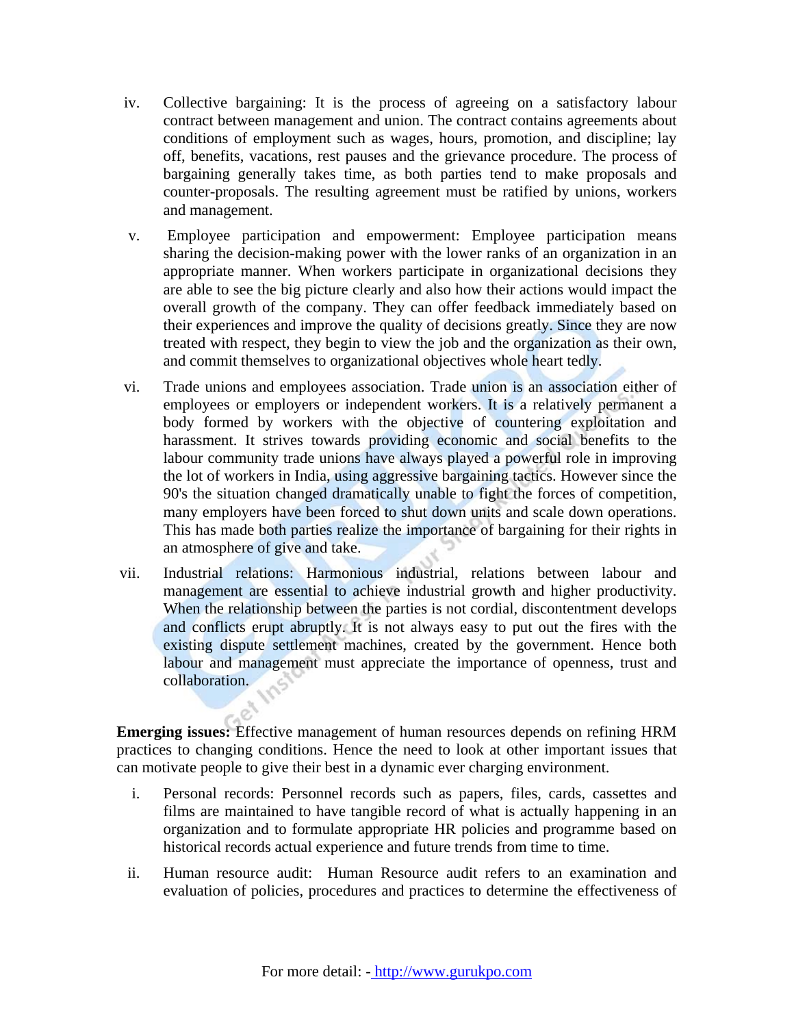iv. Collective bargaining: It is the process of agreeing on a satisfactory labour contract between management and union. The contract contains agreements about conditions of employment such as wages, hours, promotion, and discipline; lay off, benefits, vacations, rest pauses and the grievance procedure. The process of bargaining generally takes time, as both parties tend to make proposals and counter-proposals. The resulting agreement must be ratified by unions, workers and management.

v. Employee participation and empowerment: Employee participation means sharing the decision-making power with the lower ranks of an organization in an appropriate manner. When workers participate in organizational decisions they are able to see the big picture clearly and also how their actions would impact the overall growth of the company. They can offer feedback immediately based on their experiences and improve the quality of decisions greatly. Since they are now treated with respect, they begin to view the job and the organization as their own, and commit themselves to organizational objectives whole heart tedly.

vi. Trade unions and employees association. Trade union is an association either of employees or employers or independent workers. It is a relatively permanent a body formed by workers with the objective of countering exploitation and harassment. It strives towards providing economic and social benefits to the labour community trade unions have always played a powerful role in improving the lot of workers in India, using aggressive bargaining tactics. However since the 90's the situation changed dramatically unable to fight the forces of competition, many employers have been forced to shut down units and scale down operations. This has made both parties realize the importance of bargaining for their rights in an atmosphere of give and take.

vii. Industrial relations: Harmonious industrial, relations between labour and management are essential to achieve industrial growth and higher productivity. When the relationship between the parties is not cordial, discontentment develops and conflicts erupt abruptly. It is not always easy to put out the fires with the existing dispute settlement machines, created by the government. Hence both labour and management must appreciate the importance of openness, trust and collaboration.

**Emerging issues:** Effective management of human resources depends on refining HRM practices to changing conditions. Hence the need to look at other important issues that can motivate people to give their best in a dynamic ever charging environment.

i. Personal records: Personnel records such as papers, files, cards, cassettes and films are maintained to have tangible record of what is actually happening in an organization and to formulate appropriate HR policies and programme based on historical records actual experience and future trends from time to time.

ii. Human resource audit: Human Resource audit refers to an examination and evaluation of policies, procedures and practices to determine the effectiveness of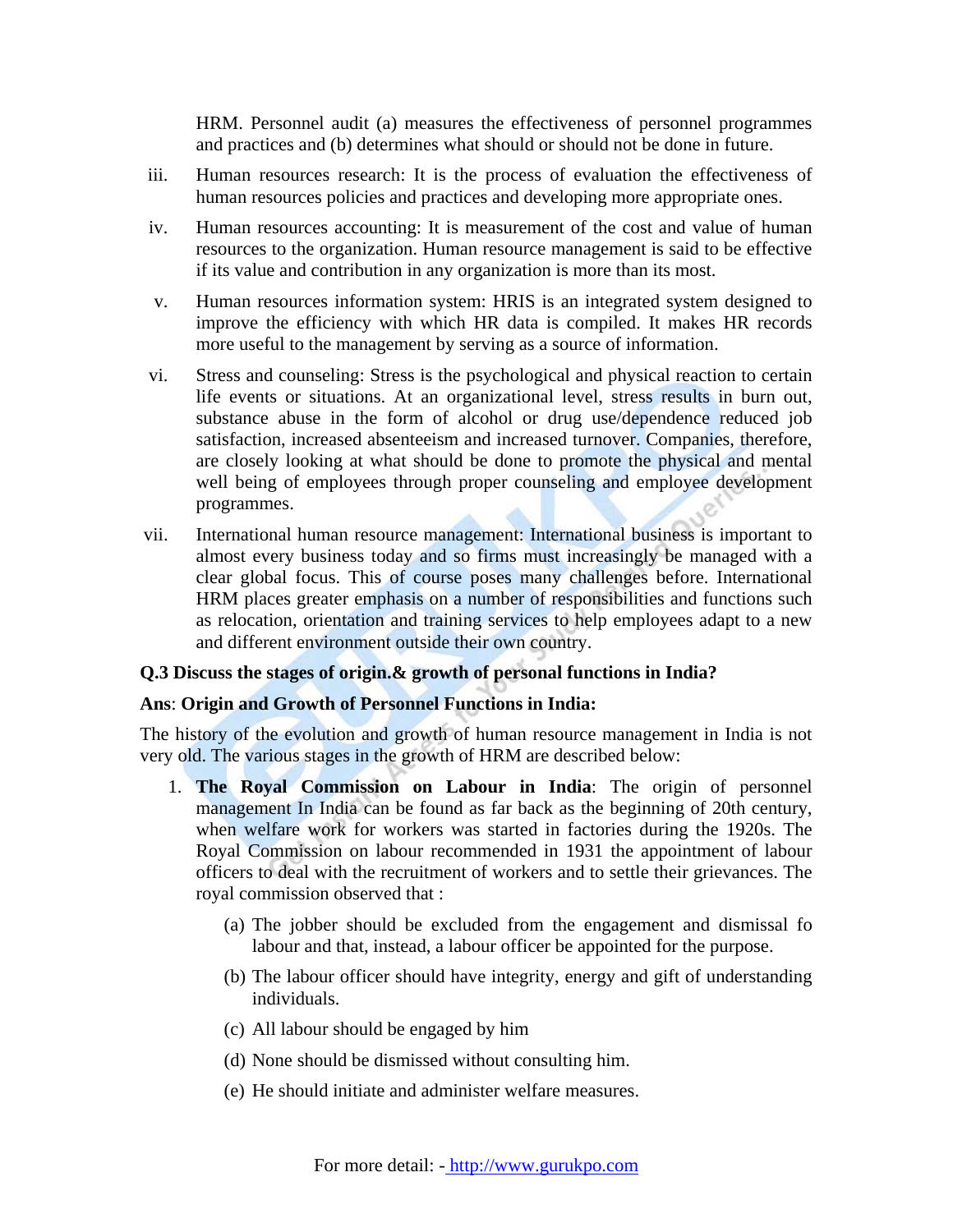HRM. Personnel audit (a) measures the effectiveness of personnel programmes and practices and (b) determines what should or should not be done in future.

iii. Human resources research: It is the process of evaluation the effectiveness of human resources policies and practices and developing more appropriate ones.

iv. Human resources accounting: It is measurement of the cost and value of human resources to the organization. Human resource management is said to be effective if its value and contribution in any organization is more than its most.

v. Human resources information system: HRIS is an integrated system designed to improve the efficiency with which HR data is compiled. It makes HR records more useful to the management by serving as a source of information.

vi. Stress and counseling: Stress is the psychological and physical reaction to certain life events or situations. At an organizational level, stress results in burn out, substance abuse in the form of alcohol or drug use/dependence reduced job satisfaction, increased absenteeism and increased turnover. Companies, therefore, are closely looking at what should be done to promote the physical and mental well being of employees through proper counseling and employee development programmes.

vii. International human resource management: International business is important to almost every business today and so firms must increasingly be managed with a clear global focus. This of course poses many challenges before. International HRM places greater emphasis on a number of responsibilities and functions such as relocation, orientation and training services to help employees adapt to a new and different environment outside their own country.

**Q.3 Discuss the stages of origin.& growth of personal functions in India?**

**Ans**: **Origin and Growth of Personnel Functions in India:**

The history of the evolution and growth of human resource management in India is not very old. The various stages in the growth of HRM are described below:

1. **The Royal Commission on Labour in India**: The origin of personnel management In India can be found as far back as the beginning of 20th century, when welfare work for workers was started in factories during the 1920s. The Royal Commission on labour recommended in 1931 the appointment of labour officers to deal with the recruitment of workers and to settle their grievances. The royal commission observed that :

   (a) The jobber should be excluded from the engagement and dismissal fo labour and that, instead, a labour officer be appointed for the purpose.

   (b) The labour officer should have integrity, energy and gift of understanding individuals.

   (c) All labour should be engaged by him

   (d) None should be dismissed without consulting him.

   (e) He should initiate and administer welfare measures.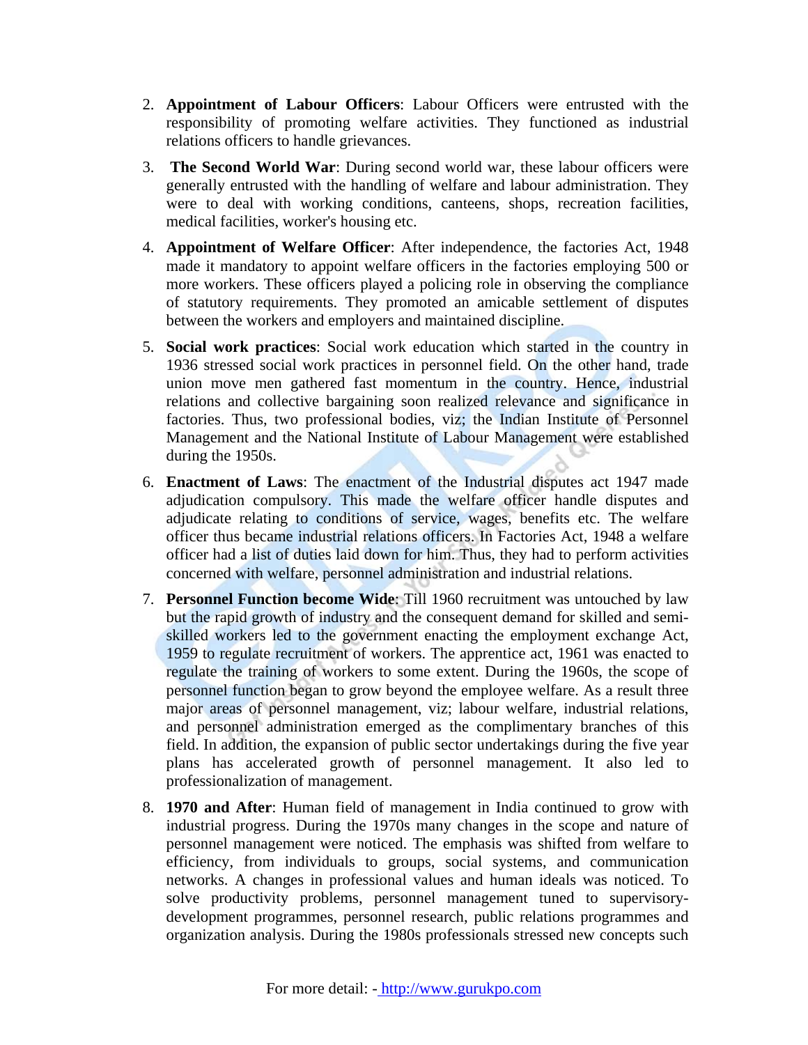2. **Appointment of Labour Officers**: Labour Officers were entrusted with the responsibility of promoting welfare activities. They functioned as industrial relations officers to handle grievances.

3. **The Second World War**: During second world war, these labour officers were generally entrusted with the handling of welfare and labour administration. They were to deal with working conditions, canteens, shops, recreation facilities, medical facilities, worker's housing etc.

4. **Appointment of Welfare Officer**: After independence, the factories Act, 1948 made it mandatory to appoint welfare officers in the factories employing 500 or more workers. These officers played a policing role in observing the compliance of statutory requirements. They promoted an amicable settlement of disputes between the workers and employers and maintained discipline.

5. **Social work practices**: Social work education which started in the country in 1936 stressed social work practices in personnel field. On the other hand, trade union move men gathered fast momentum in the country. Hence, industrial relations and collective bargaining soon realized relevance and significance in factories. Thus, two professional bodies, viz; the Indian Institute of Personnel Management and the National Institute of Labour Management were established during the 1950s.

6. **Enactment of Laws**: The enactment of the Industrial disputes act 1947 made adjudication compulsory. This made the welfare officer handle disputes and adjudicate relating to conditions of service, wages, benefits etc. The welfare officer thus became industrial relations officers. In Factories Act, 1948 a welfare officer had a list of duties laid down for him. Thus, they had to perform activities concerned with welfare, personnel administration and industrial relations.

7. **Personnel Function become Wide**: Till 1960 recruitment was untouched by law but the rapid growth of industry and the consequent demand for skilled and semi-skilled workers led to the government enacting the employment exchange Act, 1959 to regulate recruitment of workers. The apprentice act, 1961 was enacted to regulate the training of workers to some extent. During the 1960s, the scope of personnel function began to grow beyond the employee welfare. As a result three major areas of personnel management, viz; labour welfare, industrial relations, and personnel administration emerged as the complimentary branches of this field. In addition, the expansion of public sector undertakings during the five year plans has accelerated growth of personnel management. It also led to professionalization of management.

8. **1970 and After**: Human field of management in India continued to grow with industrial progress. During the 1970s many changes in the scope and nature of personnel management were noticed. The emphasis was shifted from welfare to efficiency, from individuals to groups, social systems, and communication networks. A changes in professional values and human ideals was noticed. To solve productivity problems, personnel management tuned to supervisory-development programmes, personnel research, public relations programmes and organization analysis. During the 1980s professionals stressed new concepts such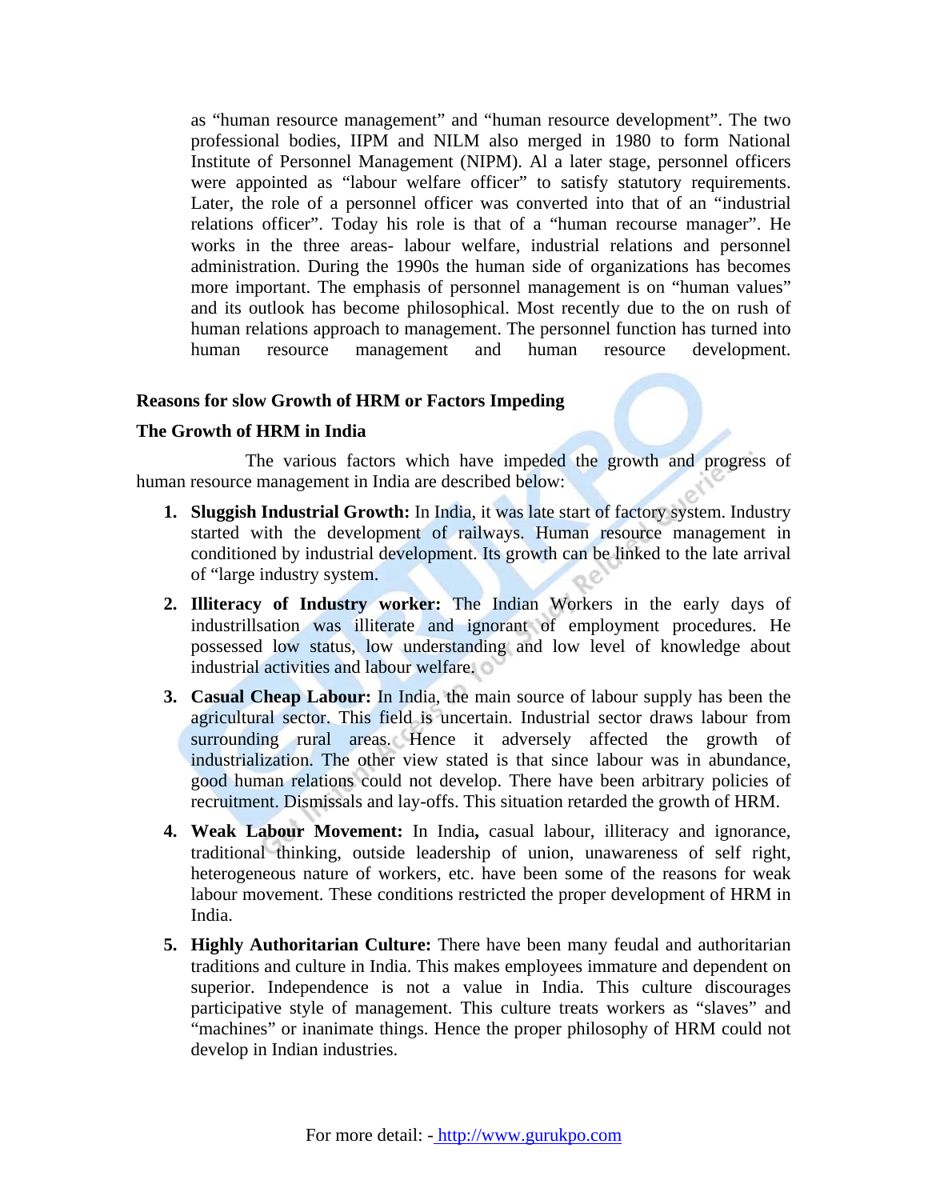as "human resource management" and "human resource development". The two professional bodies, IIPM and NILM also merged in 1980 to form National Institute of Personnel Management (NIPM). Al a later stage, personnel officers were appointed as "labour welfare officer" to satisfy statutory requirements. Later, the role of a personnel officer was converted into that of an "industrial relations officer". Today his role is that of a "human recourse manager". He works in the three areas- labour welfare, industrial relations and personnel administration. During the 1990s the human side of organizations has becomes more important. The emphasis of personnel management is on "human values" and its outlook has become philosophical. Most recently due to the on rush of human relations approach to management. The personnel function has turned into human resource management and human resource development.

**Reasons for slow Growth of HRM or Factors Impeding**

**The Growth of HRM in India**

The various factors which have impeded the growth and progress of human resource management in India are described below:

1. **Sluggish Industrial Growth:** In India, it was late start of factory system. Industry started with the development of railways. Human resource management in conditioned by industrial development. Its growth can be linked to the late arrival of "large industry system.
2. **Illiteracy of Industry worker:** The Indian Workers in the early days of industrillsation was illiterate and ignorant of employment procedures. He possessed low status, low understanding and low level of knowledge about industrial activities and labour welfare.
3. **Casual Cheap Labour:** In India, the main source of labour supply has been the agricultural sector. This field is uncertain. Industrial sector draws labour from surrounding rural areas. Hence it adversely affected the growth of industrialization. The other view stated is that since labour was in abundance, good human relations could not develop. There have been arbitrary policies of recruitment. Dismissals and lay-offs. This situation retarded the growth of HRM.
4. **Weak Labour Movement:** In India**,** casual labour, illiteracy and ignorance, traditional thinking, outside leadership of union, unawareness of self right, heterogeneous nature of workers, etc. have been some of the reasons for weak labour movement. These conditions restricted the proper development of HRM in India.
5. **Highly Authoritarian Culture:** There have been many feudal and authoritarian traditions and culture in India. This makes employees immature and dependent on superior. Independence is not a value in India. This culture discourages participative style of management. This culture treats workers as "slaves" and "machines" or inanimate things. Hence the proper philosophy of HRM could not develop in Indian industries.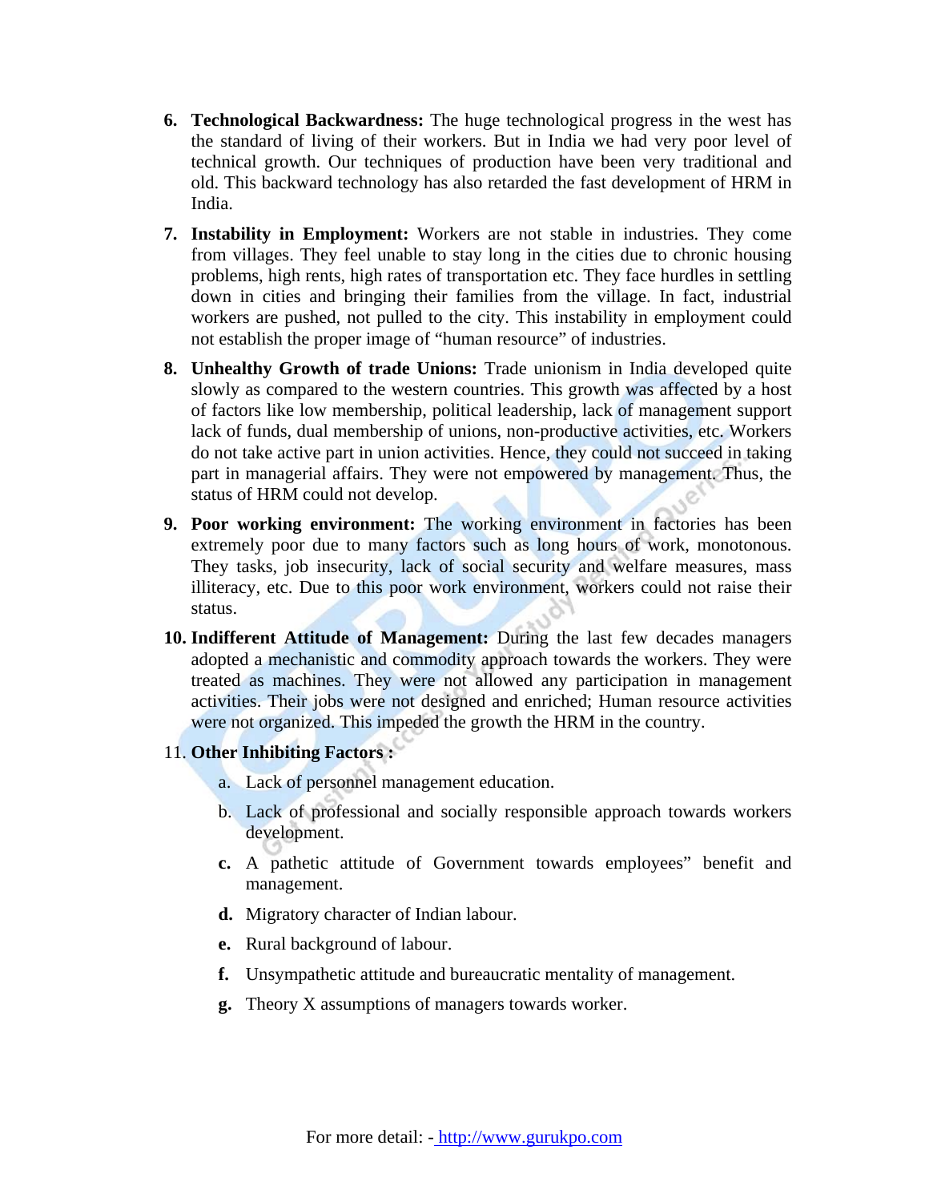6. **Technological Backwardness:** The huge technological progress in the west has the standard of living of their workers. But in India we had very poor level of technical growth. Our techniques of production have been very traditional and old. This backward technology has also retarded the fast development of HRM in India.

7. **Instability in Employment:** Workers are not stable in industries. They come from villages. They feel unable to stay long in the cities due to chronic housing problems, high rents, high rates of transportation etc. They face hurdles in settling down in cities and bringing their families from the village. In fact, industrial workers are pushed, not pulled to the city. This instability in employment could not establish the proper image of "human resource" of industries.

8. **Unhealthy Growth of trade Unions:** Trade unionism in India developed quite slowly as compared to the western countries. This growth was affected by a host of factors like low membership, political leadership, lack of management support lack of funds, dual membership of unions, non-productive activities, etc. Workers do not take active part in union activities. Hence, they could not succeed in taking part in managerial affairs. They were not empowered by management. Thus, the status of HRM could not develop.

9. **Poor working environment:** The working environment in factories has been extremely poor due to many factors such as long hours of work, monotonous. They tasks, job insecurity, lack of social security and welfare measures, mass illiteracy, etc. Due to this poor work environment, workers could not raise their status.

10. **Indifferent Attitude of Management:** During the last few decades managers adopted a mechanistic and commodity approach towards the workers. They were treated as machines. They were not allowed any participation in management activities. Their jobs were not designed and enriched; Human resource activities were not organized. This impeded the growth the HRM in the country.

11. **Other Inhibiting Factors :**

    a. Lack of personnel management education.

    b. Lack of professional and socially responsible approach towards workers development.

    c. A pathetic attitude of Government towards employees" benefit and management.

    d. Migratory character of Indian labour.

    e. Rural background of labour.

    f. Unsympathetic attitude and bureaucratic mentality of management.

    g. Theory X assumptions of managers towards worker.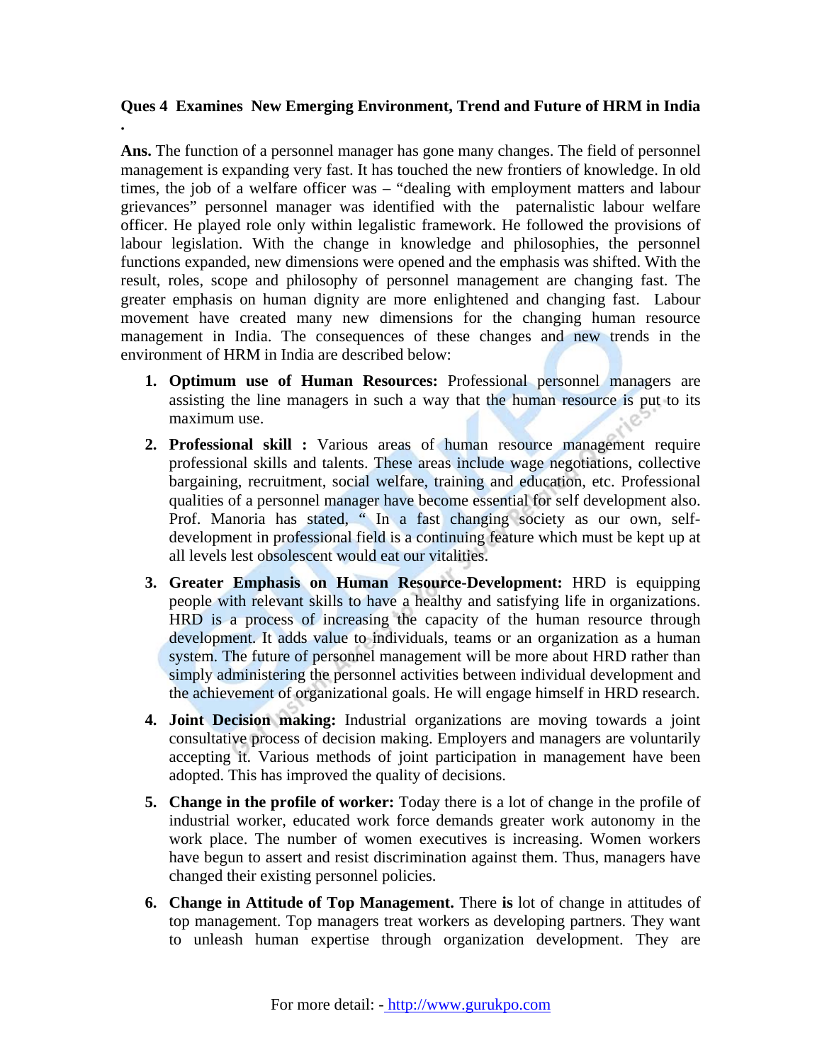**Ques 4 Examines New Emerging Environment, Trend and Future of HRM in India**

**.**

**Ans.** The function of a personnel manager has gone many changes. The field of personnel management is expanding very fast. It has touched the new frontiers of knowledge. In old times, the job of a welfare officer was – "dealing with employment matters and labour grievances" personnel manager was identified with the paternalistic labour welfare officer. He played role only within legalistic framework. He followed the provisions of labour legislation. With the change in knowledge and philosophies, the personnel functions expanded, new dimensions were opened and the emphasis was shifted. With the result, roles, scope and philosophy of personnel management are changing fast. The greater emphasis on human dignity are more enlightened and changing fast. Labour movement have created many new dimensions for the changing human resource management in India. The consequences of these changes and new trends in the environment of HRM in India are described below:

1. **Optimum use of Human Resources:** Professional personnel managers are assisting the line managers in such a way that the human resource is put to its maximum use.
2. **Professional skill :** Various areas of human resource management require professional skills and talents. These areas include wage negotiations, collective bargaining, recruitment, social welfare, training and education, etc. Professional qualities of a personnel manager have become essential for self development also. Prof. Manoria has stated, " In a fast changing society as our own, self-development in professional field is a continuing feature which must be kept up at all levels lest obsolescent would eat our vitalities.
3. **Greater Emphasis on Human Resource-Development:** HRD is equipping people with relevant skills to have a healthy and satisfying life in organizations. HRD is a process of increasing the capacity of the human resource through development. It adds value to individuals, teams or an organization as a human system. The future of personnel management will be more about HRD rather than simply administering the personnel activities between individual development and the achievement of organizational goals. He will engage himself in HRD research.
4. **Joint Decision making:** Industrial organizations are moving towards a joint consultative process of decision making. Employers and managers are voluntarily accepting it. Various methods of joint participation in management have been adopted. This has improved the quality of decisions.
5. **Change in the profile of worker:** Today there is a lot of change in the profile of industrial worker, educated work force demands greater work autonomy in the work place. The number of women executives is increasing. Women workers have begun to assert and resist discrimination against them. Thus, managers have changed their existing personnel policies.
6. **Change in Attitude of Top Management.** There **is** lot of change in attitudes of top management. Top managers treat workers as developing partners. They want to unleash human expertise through organization development. They are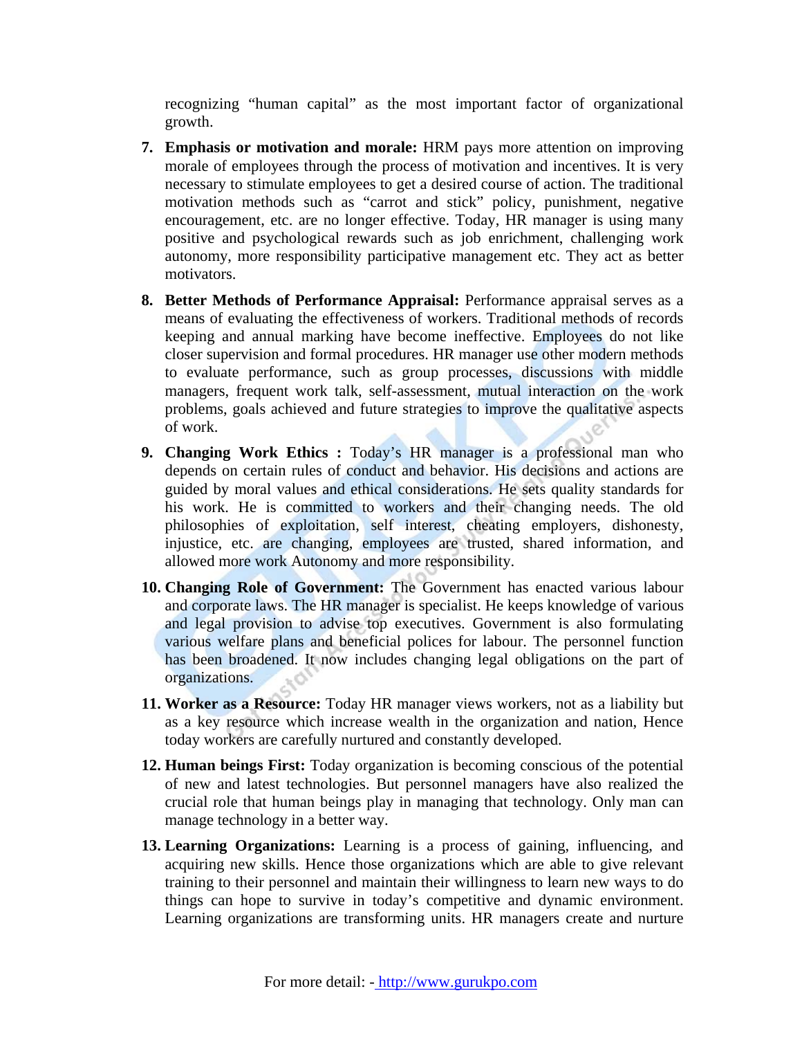recognizing "human capital" as the most important factor of organizational growth.

7. **Emphasis or motivation and morale:** HRM pays more attention on improving morale of employees through the process of motivation and incentives. It is very necessary to stimulate employees to get a desired course of action. The traditional motivation methods such as "carrot and stick" policy, punishment, negative encouragement, etc. are no longer effective. Today, HR manager is using many positive and psychological rewards such as job enrichment, challenging work autonomy, more responsibility participative management etc. They act as better motivators.

8. **Better Methods of Performance Appraisal:** Performance appraisal serves as a means of evaluating the effectiveness of workers. Traditional methods of records keeping and annual marking have become ineffective. Employees do not like closer supervision and formal procedures. HR manager use other modern methods to evaluate performance, such as group processes, discussions with middle managers, frequent work talk, self-assessment, mutual interaction on the work problems, goals achieved and future strategies to improve the qualitative aspects of work.

9. **Changing Work Ethics :** Today's HR manager is a professional man who depends on certain rules of conduct and behavior. His decisions and actions are guided by moral values and ethical considerations. He sets quality standards for his work. He is committed to workers and their changing needs. The old philosophies of exploitation, self interest, cheating employers, dishonesty, injustice, etc. are changing, employees are trusted, shared information, and allowed more work Autonomy and more responsibility.

10. **Changing Role of Government:** The Government has enacted various labour and corporate laws. The HR manager is specialist. He keeps knowledge of various and legal provision to advise top executives. Government is also formulating various welfare plans and beneficial polices for labour. The personnel function has been broadened. It now includes changing legal obligations on the part of organizations.

11. **Worker as a Resource:** Today HR manager views workers, not as a liability but as a key resource which increase wealth in the organization and nation, Hence today workers are carefully nurtured and constantly developed.

12. **Human beings First:** Today organization is becoming conscious of the potential of new and latest technologies. But personnel managers have also realized the crucial role that human beings play in managing that technology. Only man can manage technology in a better way.

13. **Learning Organizations:** Learning is a process of gaining, influencing, and acquiring new skills. Hence those organizations which are able to give relevant training to their personnel and maintain their willingness to learn new ways to do things can hope to survive in today's competitive and dynamic environment. Learning organizations are transforming units. HR managers create and nurture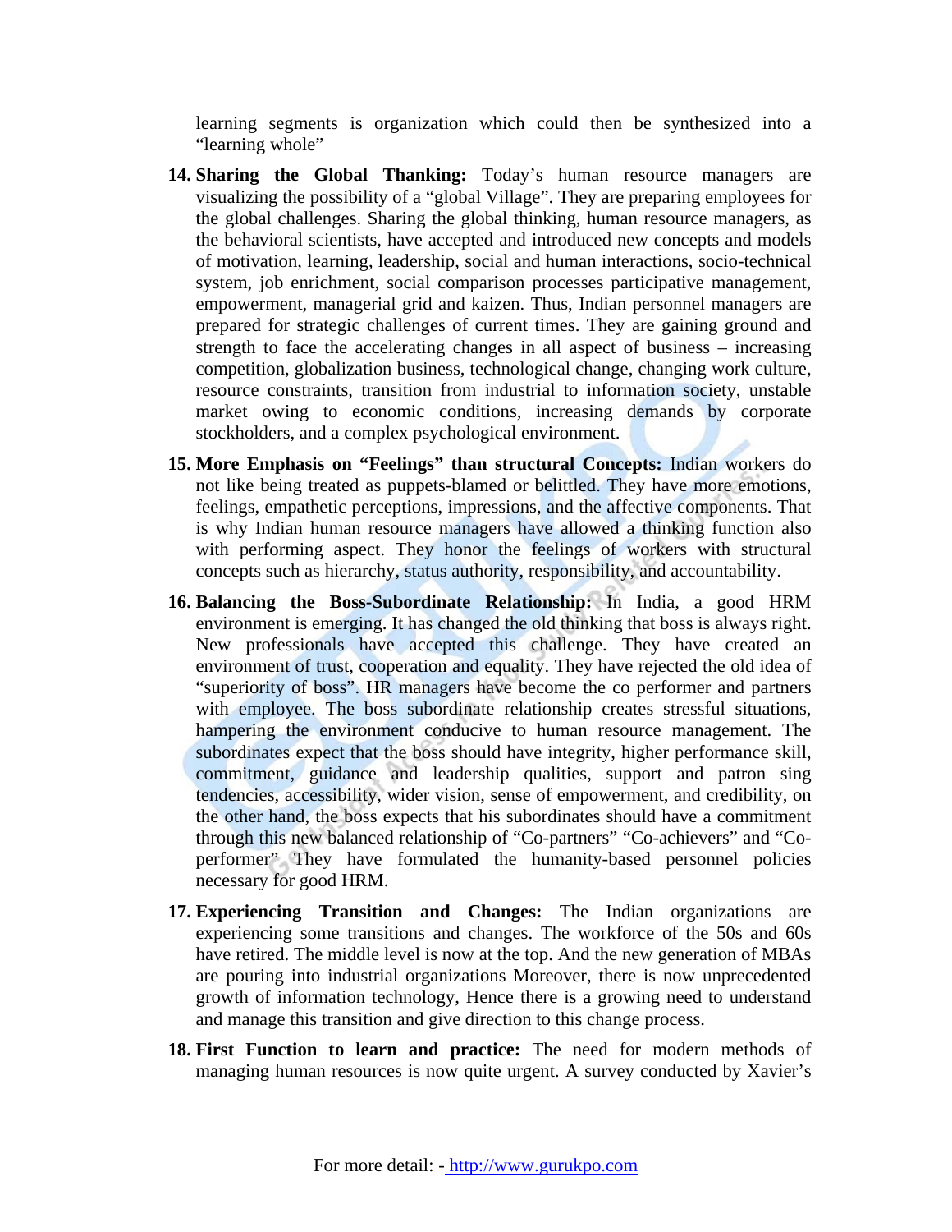learning segments is organization which could then be synthesized into a "learning whole"

14. **Sharing the Global Thanking:** Today's human resource managers are visualizing the possibility of a "global Village". They are preparing employees for the global challenges. Sharing the global thinking, human resource managers, as the behavioral scientists, have accepted and introduced new concepts and models of motivation, learning, leadership, social and human interactions, socio-technical system, job enrichment, social comparison processes participative management, empowerment, managerial grid and kaizen. Thus, Indian personnel managers are prepared for strategic challenges of current times. They are gaining ground and strength to face the accelerating changes in all aspect of business – increasing competition, globalization business, technological change, changing work culture, resource constraints, transition from industrial to information society, unstable market owing to economic conditions, increasing demands by corporate stockholders, and a complex psychological environment.

15. **More Emphasis on "Feelings" than structural Concepts:** Indian workers do not like being treated as puppets-blamed or belittled. They have more emotions, feelings, empathetic perceptions, impressions, and the affective components. That is why Indian human resource managers have allowed a thinking function also with performing aspect. They honor the feelings of workers with structural concepts such as hierarchy, status authority, responsibility, and accountability.

16. **Balancing the Boss-Subordinate Relationship:** In India, a good HRM environment is emerging. It has changed the old thinking that boss is always right. New professionals have accepted this challenge. They have created an environment of trust, cooperation and equality. They have rejected the old idea of "superiority of boss". HR managers have become the co performer and partners with employee. The boss subordinate relationship creates stressful situations, hampering the environment conducive to human resource management. The subordinates expect that the boss should have integrity, higher performance skill, commitment, guidance and leadership qualities, support and patron sing tendencies, accessibility, wider vision, sense of empowerment, and credibility, on the other hand, the boss expects that his subordinates should have a commitment through this new balanced relationship of "Co-partners" "Co-achievers" and "Co-performer" They have formulated the humanity-based personnel policies necessary for good HRM.

17. **Experiencing Transition and Changes:** The Indian organizations are experiencing some transitions and changes. The workforce of the 50s and 60s have retired. The middle level is now at the top. And the new generation of MBAs are pouring into industrial organizations Moreover, there is now unprecedented growth of information technology, Hence there is a growing need to understand and manage this transition and give direction to this change process.

18. **First Function to learn and practice:** The need for modern methods of managing human resources is now quite urgent. A survey conducted by Xavier's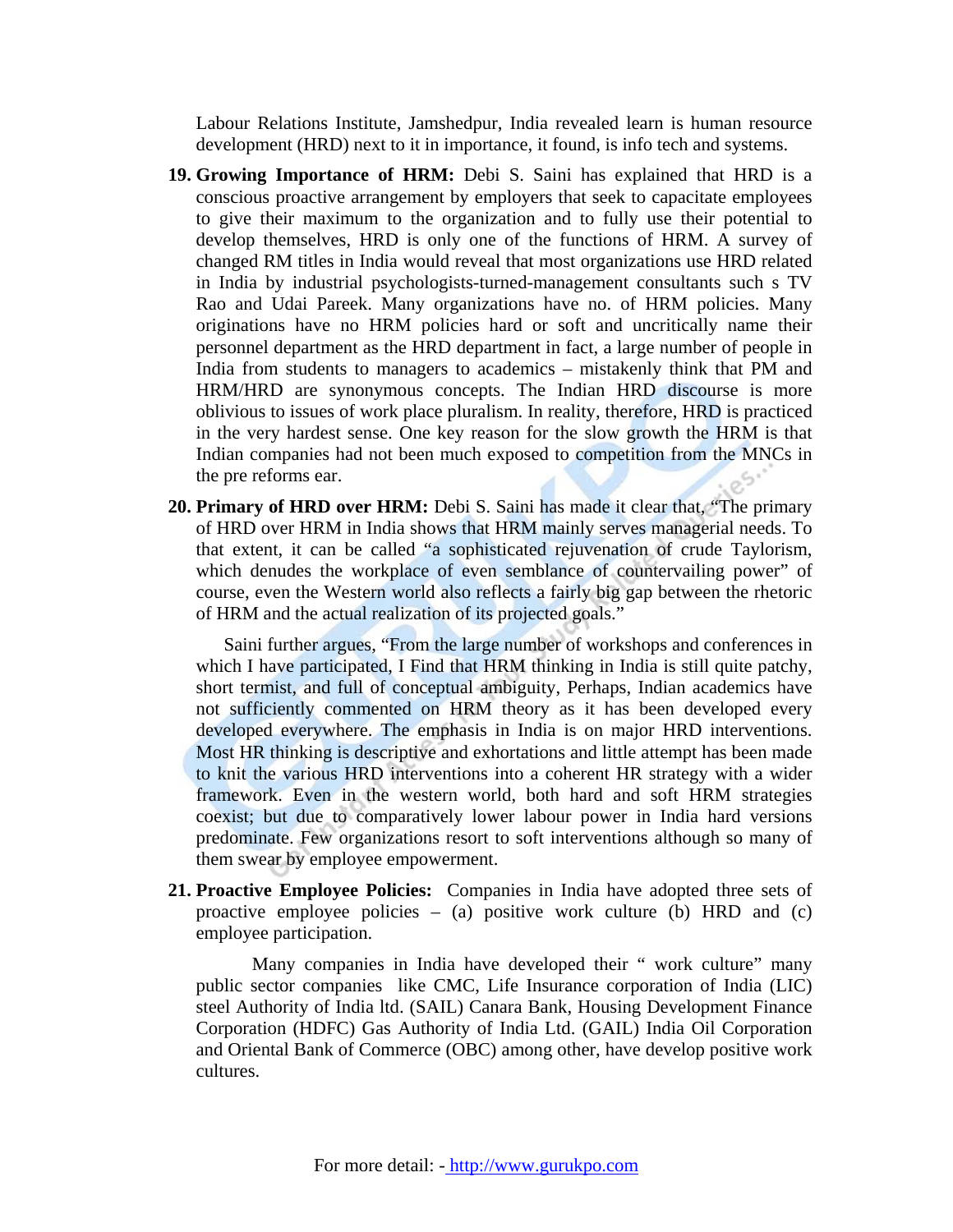Labour Relations Institute, Jamshedpur, India revealed learn is human resource development (HRD) next to it in importance, it found, is info tech and systems.

19. **Growing Importance of HRM:** Debi S. Saini has explained that HRD is a conscious proactive arrangement by employers that seek to capacitate employees to give their maximum to the organization and to fully use their potential to develop themselves, HRD is only one of the functions of HRM. A survey of changed RM titles in India would reveal that most organizations use HRD related in India by industrial psychologists-turned-management consultants such s TV Rao and Udai Pareek. Many organizations have no. of HRM policies. Many originations have no HRM policies hard or soft and uncritically name their personnel department as the HRD department in fact, a large number of people in India from students to managers to academics – mistakenly think that PM and HRM/HRD are synonymous concepts. The Indian HRD discourse is more oblivious to issues of work place pluralism. In reality, therefore, HRD is practiced in the very hardest sense. One key reason for the slow growth the HRM is that Indian companies had not been much exposed to competition from the MNCs in the pre reforms ear.

20. **Primary of HRD over HRM:** Debi S. Saini has made it clear that, "The primary of HRD over HRM in India shows that HRM mainly serves managerial needs. To that extent, it can be called "a sophisticated rejuvenation of crude Taylorism, which denudes the workplace of even semblance of countervailing power" of course, even the Western world also reflects a fairly big gap between the rhetoric of HRM and the actual realization of its projected goals."

    Saini further argues, "From the large number of workshops and conferences in which I have participated, I Find that HRM thinking in India is still quite patchy, short termist, and full of conceptual ambiguity, Perhaps, Indian academics have not sufficiently commented on HRM theory as it has been developed every developed everywhere. The emphasis in India is on major HRD interventions. Most HR thinking is descriptive and exhortations and little attempt has been made to knit the various HRD interventions into a coherent HR strategy with a wider framework. Even in the western world, both hard and soft HRM strategies coexist; but due to comparatively lower labour power in India hard versions predominate. Few organizations resort to soft interventions although so many of them swear by employee empowerment.

21. **Proactive Employee Policies:** Companies in India have adopted three sets of proactive employee policies – (a) positive work culture (b) HRD and (c) employee participation.

    Many companies in India have developed their " work culture" many public sector companies like CMC, Life Insurance corporation of India (LIC) steel Authority of India ltd. (SAIL) Canara Bank, Housing Development Finance Corporation (HDFC) Gas Authority of India Ltd. (GAIL) India Oil Corporation and Oriental Bank of Commerce (OBC) among other, have develop positive work cultures.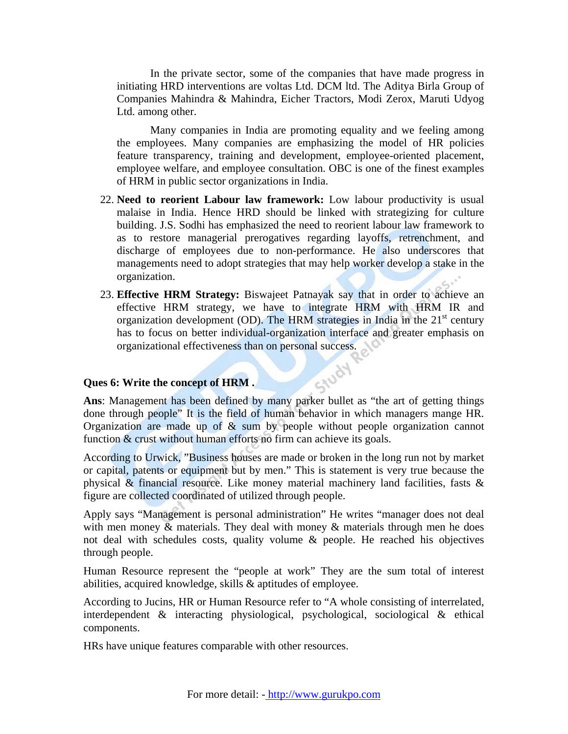In the private sector, some of the companies that have made progress in initiating HRD interventions are voltas Ltd. DCM ltd. The Aditya Birla Group of Companies Mahindra & Mahindra, Eicher Tractors, Modi Zerox, Maruti Udyog Ltd. among other.

Many companies in India are promoting equality and we feeling among the employees. Many companies are emphasizing the model of HR policies feature transparency, training and development, employee-oriented placement, employee welfare, and employee consultation. OBC is one of the finest examples of HRM in public sector organizations in India.

22. **Need to reorient Labour law framework:** Low labour productivity is usual malaise in India. Hence HRD should be linked with strategizing for culture building. J.S. Sodhi has emphasized the need to reorient labour law framework to as to restore managerial prerogatives regarding layoffs, retrenchment, and discharge of employees due to non-performance. He also underscores that managements need to adopt strategies that may help worker develop a stake in the organization.
23. **Effective HRM Strategy:** Biswajeet Patnayak say that in order to achieve an effective HRM strategy, we have to integrate HRM with HRM IR and organization development (OD). The HRM strategies in India in the 21st century has to focus on better individual-organization interface and greater emphasis on organizational effectiveness than on personal success.

**Ques 6: Write the concept of HRM .**

**Ans**: Management has been defined by many parker bullet as "the art of getting things done through people" It is the field of human behavior in which managers mange HR. Organization are made up of & sum by people without people organization cannot function & crust without human efforts no firm can achieve its goals.

According to Urwick, "Business houses are made or broken in the long run not by market or capital, patents or equipment but by men." This is statement is very true because the physical & financial resource. Like money material machinery land facilities, fasts & figure are collected coordinated of utilized through people.

Apply says "Management is personal administration" He writes "manager does not deal with men money & materials. They deal with money & materials through men he does not deal with schedules costs, quality volume & people. He reached his objectives through people.

Human Resource represent the "people at work" They are the sum total of interest abilities, acquired knowledge, skills & aptitudes of employee.

According to Jucins, HR or Human Resource refer to "A whole consisting of interrelated, interdependent & interacting physiological, psychological, sociological & ethical components.

HRs have unique features comparable with other resources.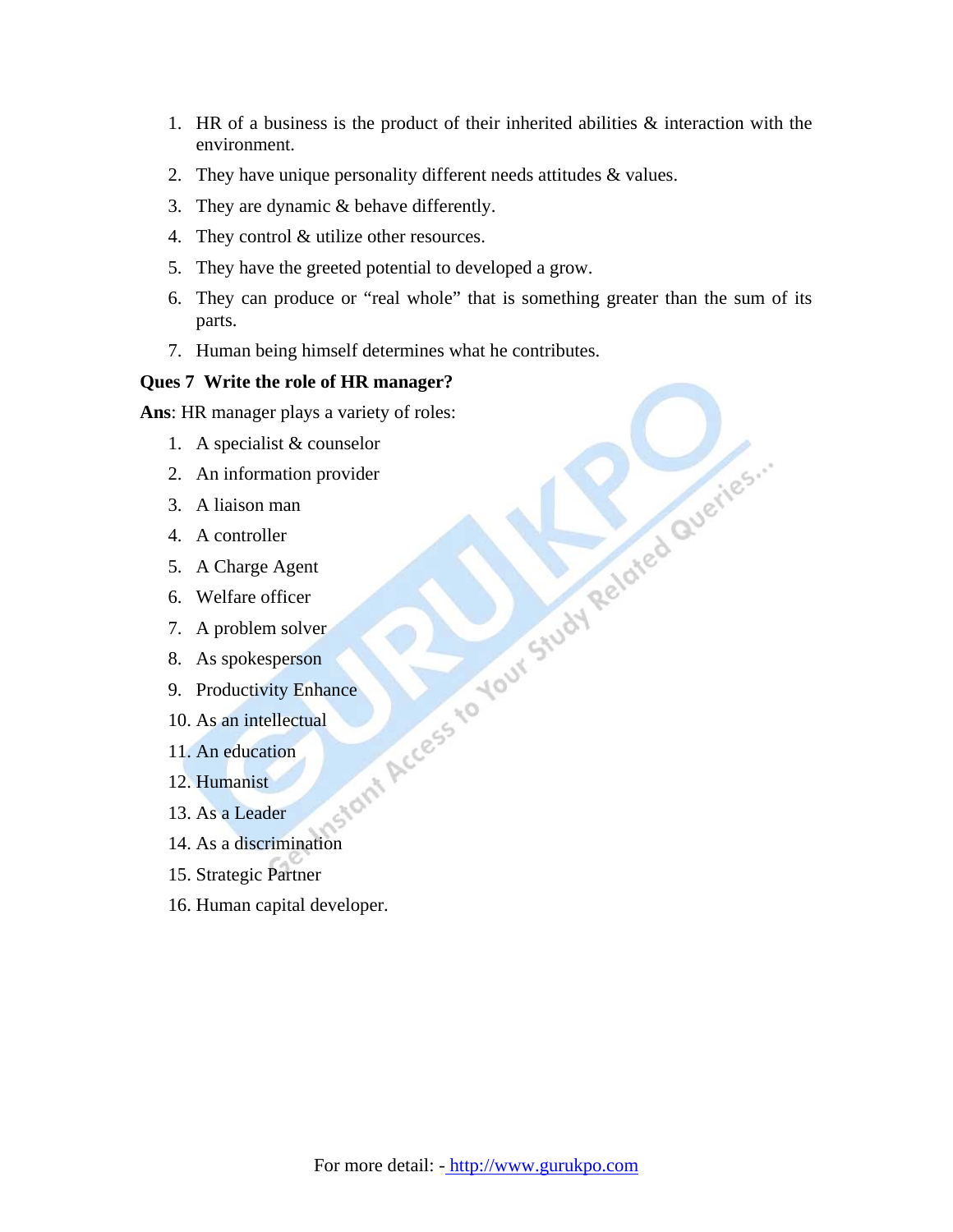1. HR of a business is the product of their inherited abilities & interaction with the environment.
2. They have unique personality different needs attitudes & values.
3. They are dynamic & behave differently.
4. They control & utilize other resources.
5. They have the greeted potential to developed a grow.
6. They can produce or "real whole" that is something greater than the sum of its parts.
7. Human being himself determines what he contributes.

**Ques 7 Write the role of HR manager?**

**Ans**: HR manager plays a variety of roles:

1. A specialist & counselor
2. An information provider
3. A liaison man
4. A controller
5. A Charge Agent
6. Welfare officer
7. A problem solver
8. As spokesperson
9. Productivity Enhance
10. As an intellectual
11. An education
12. Humanist
13. As a Leader
14. As a discrimination
15. Strategic Partner
16. Human capital developer.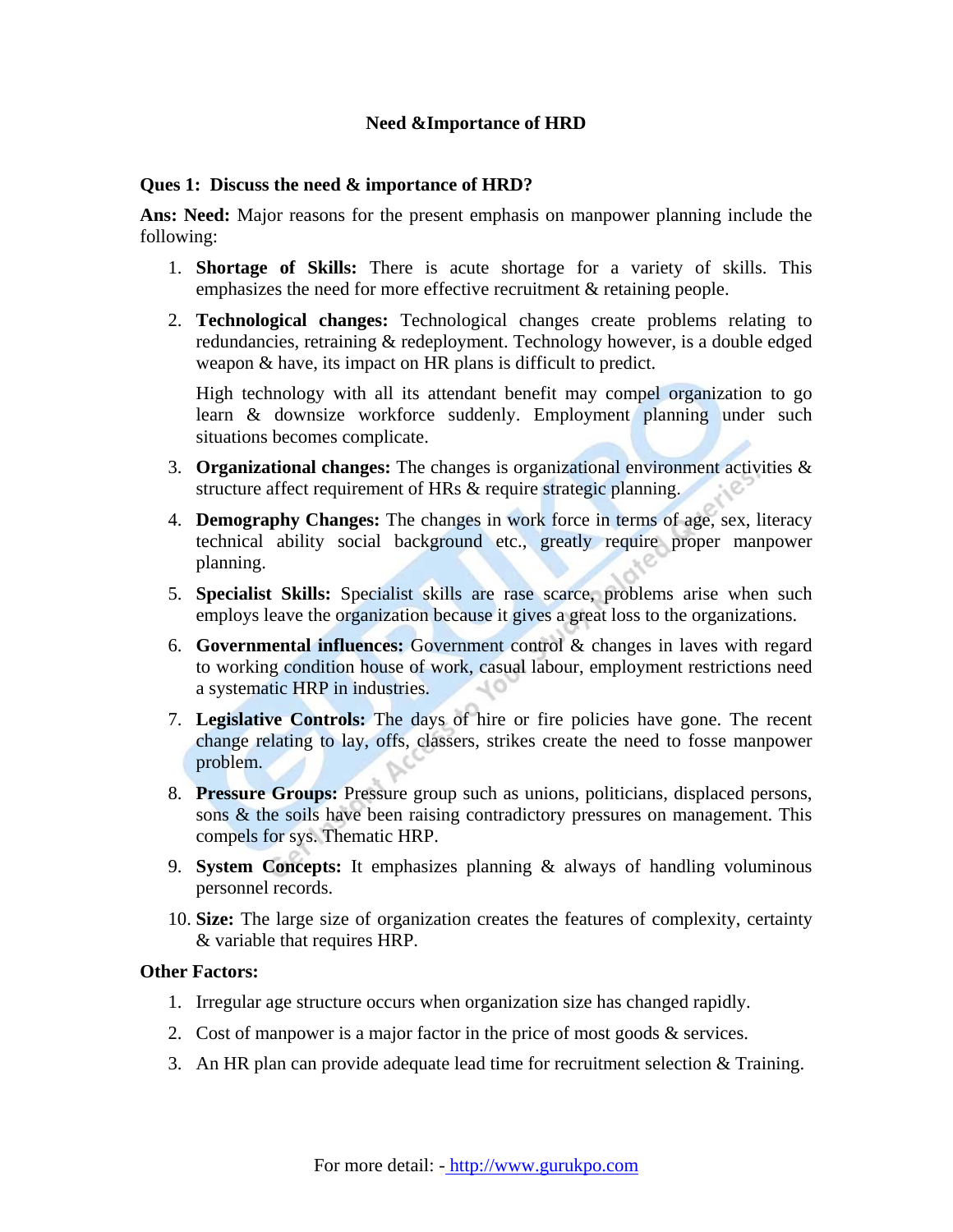### Need &Importance of HRD

**Ques 1: Discuss the need & importance of HRD?**

**Ans: Need:** Major reasons for the present emphasis on manpower planning include the following:

1. **Shortage of Skills:** There is acute shortage for a variety of skills. This emphasizes the need for more effective recruitment & retaining people.

2. **Technological changes:** Technological changes create problems relating to redundancies, retraining & redeployment. Technology however, is a double edged weapon & have, its impact on HR plans is difficult to predict.

   High technology with all its attendant benefit may compel organization to go learn & downsize workforce suddenly. Employment planning under such situations becomes complicate.

3. **Organizational changes:** The changes is organizational environment activities & structure affect requirement of HRs & require strategic planning.

4. **Demography Changes:** The changes in work force in terms of age, sex, literacy technical ability social background etc., greatly require proper manpower planning.

5. **Specialist Skills:** Specialist skills are rase scarce, problems arise when such employs leave the organization because it gives a great loss to the organizations.

6. **Governmental influences:** Government control & changes in laves with regard to working condition house of work, casual labour, employment restrictions need a systematic HRP in industries.

7. **Legislative Controls:** The days of hire or fire policies have gone. The recent change relating to lay, offs, classers, strikes create the need to fosse manpower problem.

8. **Pressure Groups:** Pressure group such as unions, politicians, displaced persons, sons & the soils have been raising contradictory pressures on management. This compels for sys. Thematic HRP.

9. **System Concepts:** It emphasizes planning & always of handling voluminous personnel records.

10. **Size:** The large size of organization creates the features of complexity, certainty & variable that requires HRP.

**Other Factors:**

1. Irregular age structure occurs when organization size has changed rapidly.
2. Cost of manpower is a major factor in the price of most goods & services.
3. An HR plan can provide adequate lead time for recruitment selection & Training.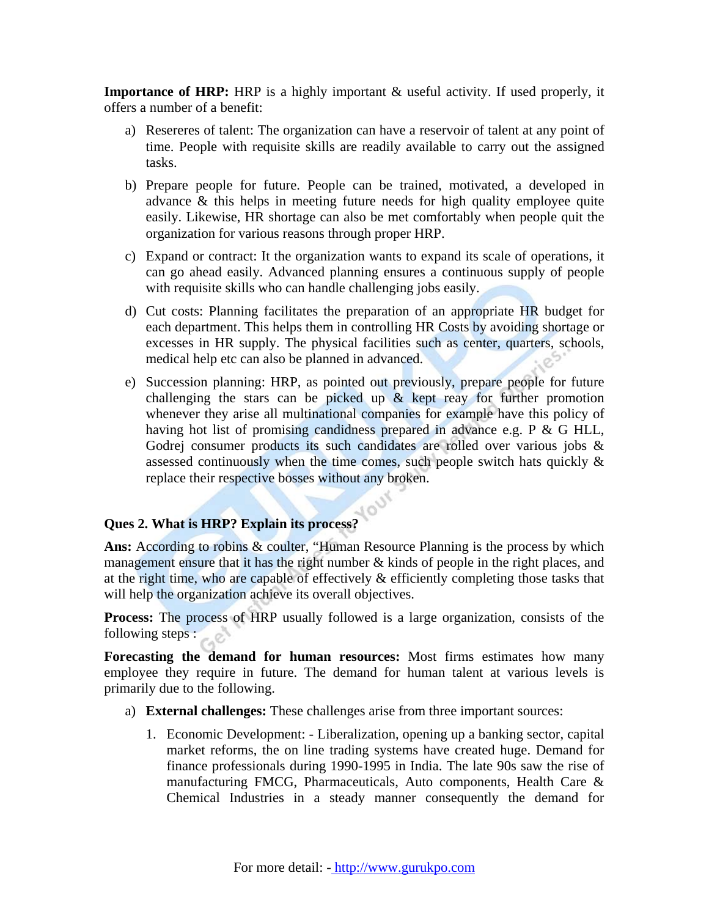**Importance of HRP:** HRP is a highly important & useful activity. If used properly, it offers a number of a benefit:

a) Resereres of talent: The organization can have a reservoir of talent at any point of time. People with requisite skills are readily available to carry out the assigned tasks.

b) Prepare people for future. People can be trained, motivated, a developed in advance & this helps in meeting future needs for high quality employee quite easily. Likewise, HR shortage can also be met comfortably when people quit the organization for various reasons through proper HRP.

c) Expand or contract: It the organization wants to expand its scale of operations, it can go ahead easily. Advanced planning ensures a continuous supply of people with requisite skills who can handle challenging jobs easily.

d) Cut costs: Planning facilitates the preparation of an appropriate HR budget for each department. This helps them in controlling HR Costs by avoiding shortage or excesses in HR supply. The physical facilities such as center, quarters, schools, medical help etc can also be planned in advanced.

e) Succession planning: HRP, as pointed out previously, prepare people for future challenging the stars can be picked up & kept reay for further promotion whenever they arise all multinational companies for example have this policy of having hot list of promising candidness prepared in advance e.g. P & G HLL, Godrej consumer products its such candidates are rolled over various jobs & assessed continuously when the time comes, such people switch hats quickly & replace their respective bosses without any broken.

**Ques 2. What is HRP? Explain its process?**

**Ans:** According to robins & coulter, "Human Resource Planning is the process by which management ensure that it has the right number & kinds of people in the right places, and at the right time, who are capable of effectively & efficiently completing those tasks that will help the organization achieve its overall objectives.

**Process:** The process of HRP usually followed is a large organization, consists of the following steps :

**Forecasting the demand for human resources:** Most firms estimates how many employee they require in future. The demand for human talent at various levels is primarily due to the following.

a) **External challenges:** These challenges arise from three important sources:

   1. Economic Development: - Liberalization, opening up a banking sector, capital market reforms, the on line trading systems have created huge. Demand for finance professionals during 1990-1995 in India. The late 90s saw the rise of manufacturing FMCG, Pharmaceuticals, Auto components, Health Care & Chemical Industries in a steady manner consequently the demand for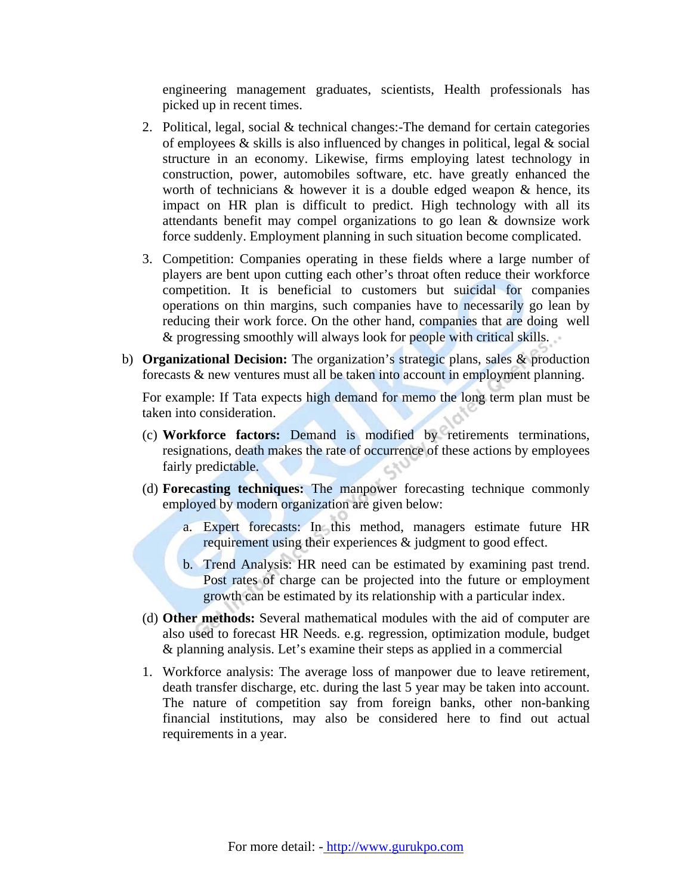engineering management graduates, scientists, Health professionals has picked up in recent times.

2. Political, legal, social & technical changes:-The demand for certain categories of employees & skills is also influenced by changes in political, legal & social structure in an economy. Likewise, firms employing latest technology in construction, power, automobiles software, etc. have greatly enhanced the worth of technicians & however it is a double edged weapon & hence, its impact on HR plan is difficult to predict. High technology with all its attendants benefit may compel organizations to go lean & downsize work force suddenly. Employment planning in such situation become complicated.

3. Competition: Companies operating in these fields where a large number of players are bent upon cutting each other's throat often reduce their workforce competition. It is beneficial to customers but suicidal for companies operations on thin margins, such companies have to necessarily go lean by reducing their work force. On the other hand, companies that are doing well & progressing smoothly will always look for people with critical skills.

b) **Organizational Decision:** The organization's strategic plans, sales & production forecasts & new ventures must all be taken into account in employment planning.

For example: If Tata expects high demand for memo the long term plan must be taken into consideration.

(c) **Workforce factors:** Demand is modified by retirements terminations, resignations, death makes the rate of occurrence of these actions by employees fairly predictable.

(d) **Forecasting techniques:** The manpower forecasting technique commonly employed by modern organization are given below:

a. Expert forecasts: In this method, managers estimate future HR requirement using their experiences & judgment to good effect.

b. Trend Analysis: HR need can be estimated by examining past trend. Post rates of charge can be projected into the future or employment growth can be estimated by its relationship with a particular index.

(d) **Other methods:** Several mathematical modules with the aid of computer are also used to forecast HR Needs. e.g. regression, optimization module, budget & planning analysis. Let's examine their steps as applied in a commercial

1. Workforce analysis: The average loss of manpower due to leave retirement, death transfer discharge, etc. during the last 5 year may be taken into account. The nature of competition say from foreign banks, other non-banking financial institutions, may also be considered here to find out actual requirements in a year.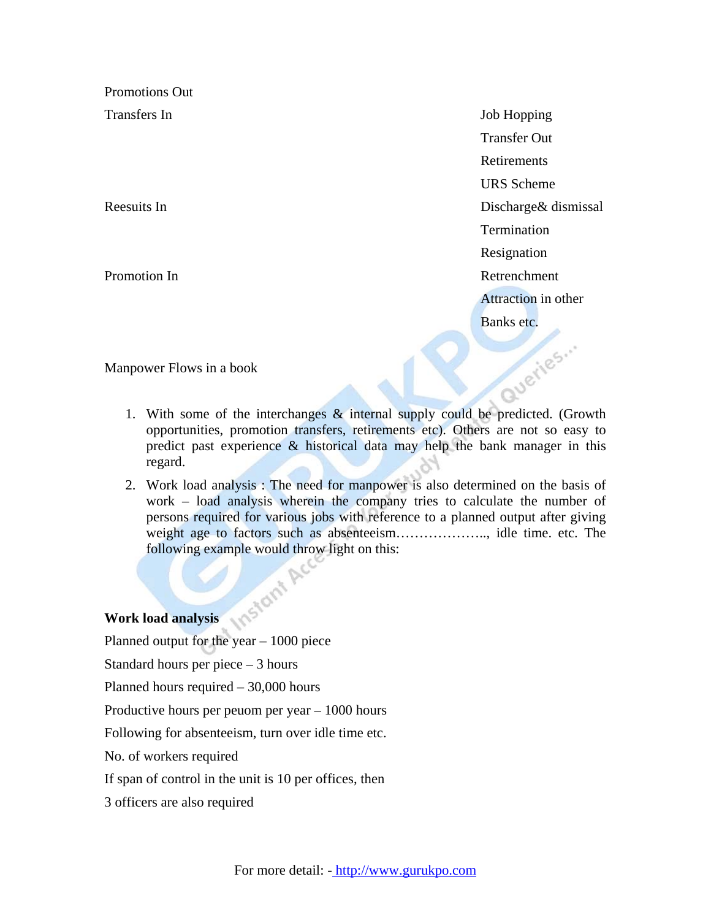| | |
|---|---|
| Promotions Out | |
| Transfers In | Job Hopping |
| | Transfer Out |
| | Retirements |
| | URS Scheme |
| Reesuits In | Discharge& dismissal |
| | Termination |
| | Resignation |
| Promotion In | Retrenchment |
| | Attraction in other |
| | Banks etc. |

Manpower Flows in a book

1. With some of the interchanges & internal supply could be predicted. (Growth opportunities, promotion transfers, retirements etc). Others are not so easy to predict past experience & historical data may help the bank manager in this regard.
2. Work load analysis : The need for manpower is also determined on the basis of work – load analysis wherein the company tries to calculate the number of persons required for various jobs with reference to a planned output after giving weight age to factors such as absenteeism……………….., idle time. etc. The following example would throw light on this:

**Work load analysis**

Planned output for the year – 1000 piece

Standard hours per piece – 3 hours

Planned hours required – 30,000 hours

Productive hours per peuom per year – 1000 hours

Following for absenteeism, turn over idle time etc.

No. of workers required

If span of control in the unit is 10 per offices, then

3 officers are also required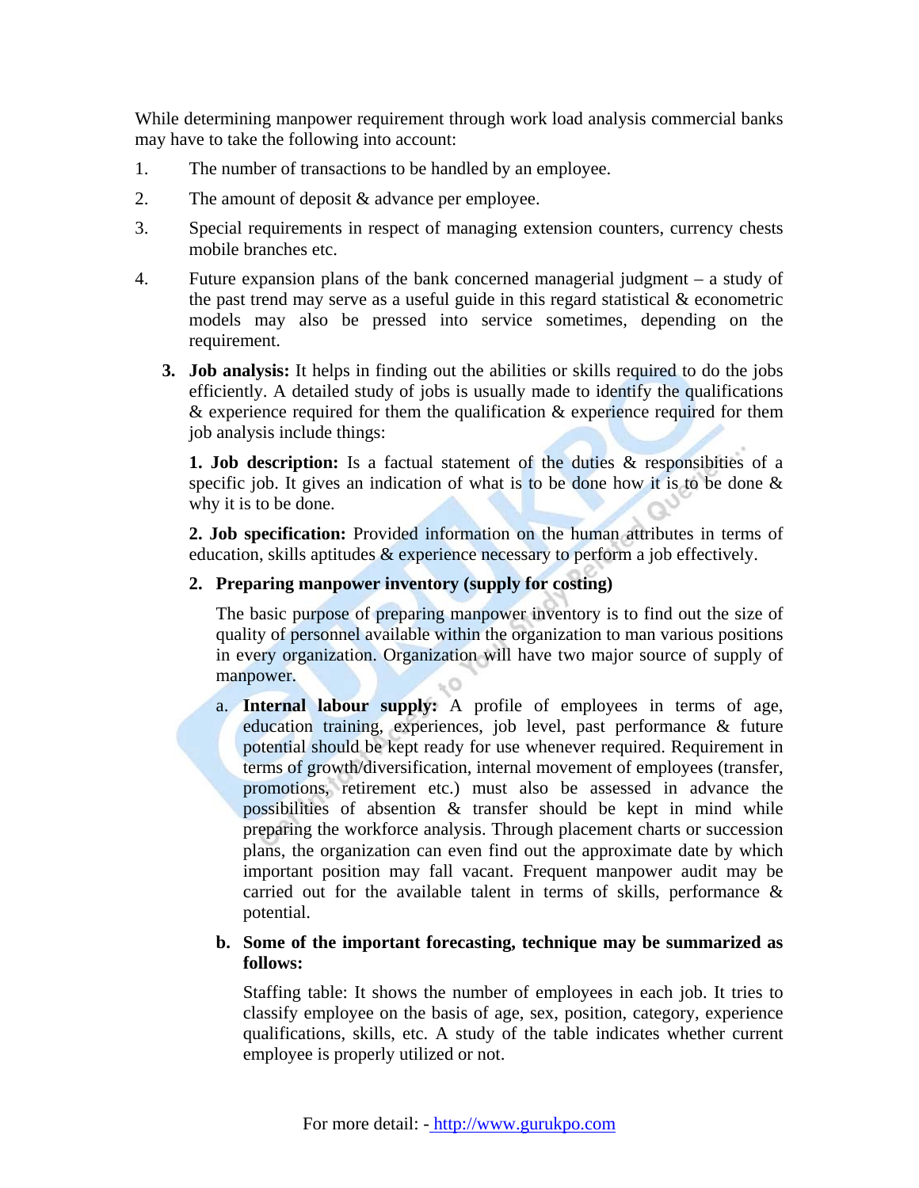While determining manpower requirement through work load analysis commercial banks may have to take the following into account:

1. The number of transactions to be handled by an employee.
2. The amount of deposit & advance per employee.
3. Special requirements in respect of managing extension counters, currency chests mobile branches etc.
4. Future expansion plans of the bank concerned managerial judgment – a study of the past trend may serve as a useful guide in this regard statistical & econometric models may also be pressed into service sometimes, depending on the requirement.

**3. Job analysis:** It helps in finding out the abilities or skills required to do the jobs efficiently. A detailed study of jobs is usually made to identify the qualifications & experience required for them the qualification & experience required for them job analysis include things:

**1. Job description:** Is a factual statement of the duties & responsibities of a specific job. It gives an indication of what is to be done how it is to be done & why it is to be done.

**2. Job specification:** Provided information on the human attributes in terms of education, skills aptitudes & experience necessary to perform a job effectively.

**2. Preparing manpower inventory (supply for costing)**

The basic purpose of preparing manpower inventory is to find out the size of quality of personnel available within the organization to man various positions in every organization. Organization will have two major source of supply of manpower.

a. **Internal labour supply:** A profile of employees in terms of age, education training, experiences, job level, past performance & future potential should be kept ready for use whenever required. Requirement in terms of growth/diversification, internal movement of employees (transfer, promotions, retirement etc.) must also be assessed in advance the possibilities of absention & transfer should be kept in mind while preparing the workforce analysis. Through placement charts or succession plans, the organization can even find out the approximate date by which important position may fall vacant. Frequent manpower audit may be carried out for the available talent in terms of skills, performance & potential.

**b. Some of the important forecasting, technique may be summarized as follows:**

Staffing table: It shows the number of employees in each job. It tries to classify employee on the basis of age, sex, position, category, experience qualifications, skills, etc. A study of the table indicates whether current employee is properly utilized or not.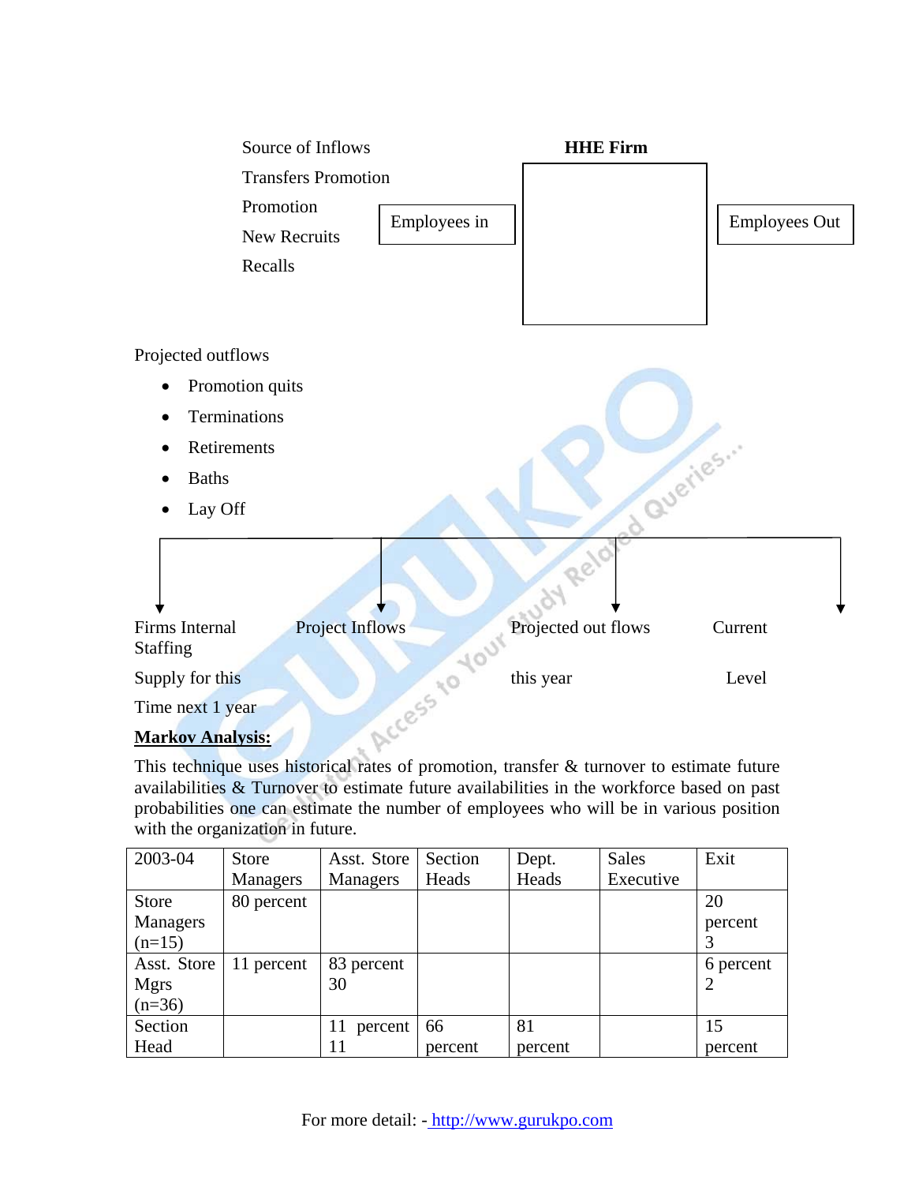Source of Inflows

Transfers Promotion

Promotion

New Recruits

Recalls

Employees in

**HHE Firm**

Employees Out

Projected outflows

- Promotion quits
- Terminations
- Retirements
- Baths
- Lay Off

Firms Internal Staffing Supply for this Time next 1 year

Project Inflows

Projected out flows this year

Current Level

**Markov Analysis:**

This technique uses historical rates of promotion, transfer & turnover to estimate future availabilities & Turnover to estimate future availabilities in the workforce based on past probabilities one can estimate the number of employees who will be in various position with the organization in future.

| 2003-04 | Store Managers | Asst. Store Managers | Section Heads | Dept. Heads | Sales Executive | Exit |
|---|---|---|---|---|---|---|
| Store Managers (n=15) | 80 percent | | | | | 20 percent 3 |
| Asst. Store Mgrs (n=36) | 11 percent | 83 percent 30 | | | | 6 percent 2 |
| Section Head | | 11 percent 11 | 66 percent | 81 percent | | 15 percent |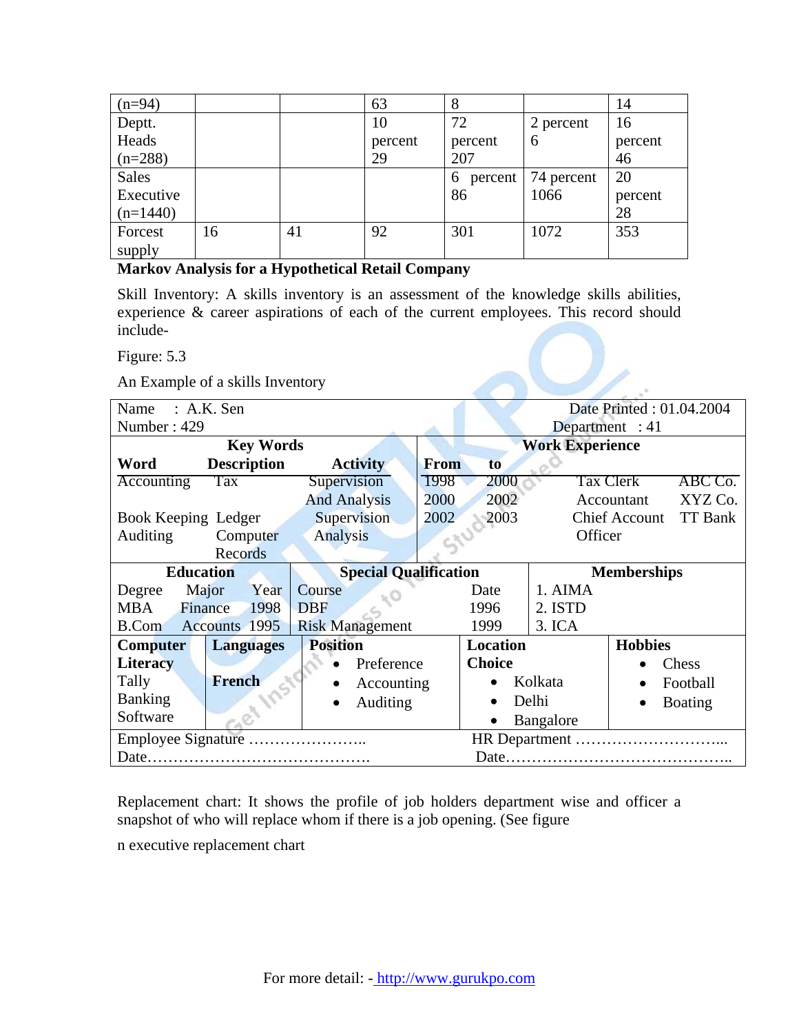| (n=94) | | | 63 | 8 | | 14 |
|---|---|---|---|---|---|---|
| Deptt. Heads (n=288) | | | 10 percent 29 | 72 percent 207 | 2 percent 6 | 16 percent 46 |
| Sales Executive (n=1440) | | | | 6 percent 86 | 74 percent 1066 | 20 percent 28 |
| Forcest supply | 16 | 41 | 92 | 301 | 1072 | 353 |

**Markov Analysis for a Hypothetical Retail Company**

Skill Inventory: A skills inventory is an assessment of the knowledge skills abilities, experience & career aspirations of each of the current employees. This record should include-

Figure: 5.3

An Example of a skills Inventory

| Name : A.K. Sen<br>Number : 429 | | | | | Date Printed : 01.04.2004<br>Department : 41 | |
|---|---|---|---|---|---|---|
| **Key Words** | | | **Work Experience** | | | |
| **Word** | **Description** | **Activity** | **From** | **to** | | |
| Accounting | Tax | Supervision And Analysis | 1998 | 2000 | Tax Clerk | ABC Co. |
| | | | 2000 | 2002 | Accountant | XYZ Co. |
| Book Keeping | Ledger | Supervision | 2002 | 2003 | Chief Account Officer | TT Bank |
| Auditing | Computer Records | Analysis | | | | |

| **Education** | | | **Special Qualification** | | **Memberships** |
|---|---|---|---|---|---|
| Degree | Major | Year | Course | Date | 1. AIMA |
| MBA | Finance | 1998 | DBF | 1996 | 2. ISTD |
| B.Com | Accounts | 1995 | Risk Management | 1999 | 3. ICA |

| **Computer Literacy** | **Languages** | **Position** | **Location Choice** | **Hobbies** |
|---|---|---|---|---|
| Tally<br>Banking Software | **French** | • Preference<br>• Accounting<br>• Auditing | • Kolkata<br>• Delhi<br>• Bangalore | • Chess<br>• Football<br>• Boating |

| Employee Signature ………………….. | HR Department ………………………... |
|---|---|
| Date……………………………………. | Date…………………………………….. |

Replacement chart: It shows the profile of job holders department wise and officer a snapshot of who will replace whom if there is a job opening. (See figure

n executive replacement chart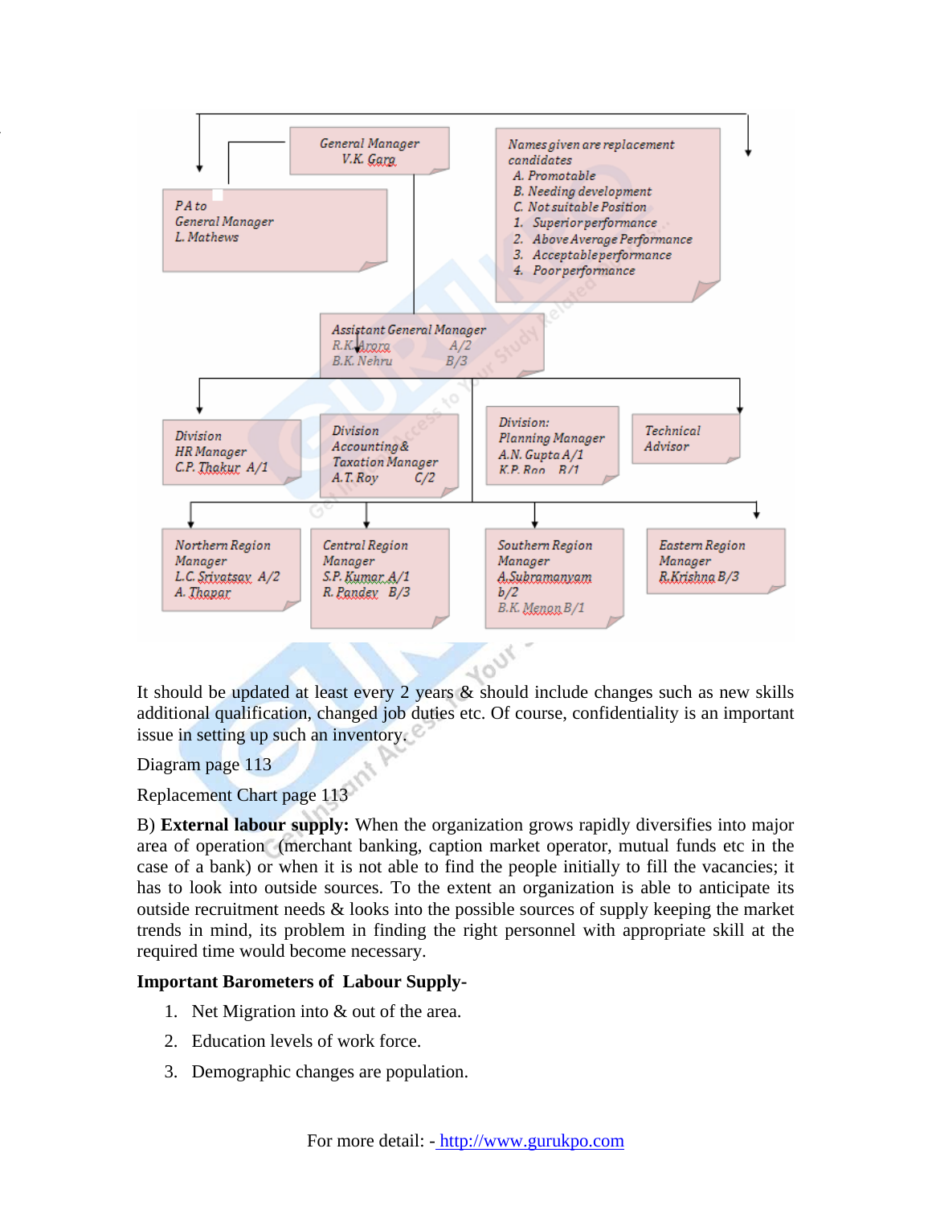General Manager
V.K. Garg

PA to
General Manager
L. Mathews

Names given are replacement candidates
A. Promotable
B. Needing development
C. Not suitable Position
1. Superior performance
2. Above Average Performance
3. Acceptable performance
4. Poor performance

Assistant General Manager
R.K. Arora A/2
B.K. Nehru B/3

Division
HR Manager
C.P. Thakur A/1

Division
Accounting & Taxation Manager
A.T. Roy C/2

Division:
Planning Manager
A.N. Gupta A/1
K.P. Rao B/1

Technical Advisor

Northern Region Manager
L.C. Srivatsav A/2
A. Thapar

Central Region Manager
S.P. Kumar A/1
R. Pandey B/3

Southern Region Manager
A.Subramanyam b/2
B.K. Menon B/1

Eastern Region Manager
R.Krishna B/3

It should be updated at least every 2 years & should include changes such as new skills additional qualification, changed job duties etc. Of course, confidentiality is an important issue in setting up such an inventory.

Diagram page 113

Replacement Chart page 113

B) **External labour supply:** When the organization grows rapidly diversifies into major area of operation (merchant banking, caption market operator, mutual funds etc in the case of a bank) or when it is not able to find the people initially to fill the vacancies; it has to look into outside sources. To the extent an organization is able to anticipate its outside recruitment needs & looks into the possible sources of supply keeping the market trends in mind, its problem in finding the right personnel with appropriate skill at the required time would become necessary.

**Important Barometers of Labour Supply-**

1. Net Migration into & out of the area.
2. Education levels of work force.
3. Demographic changes are population.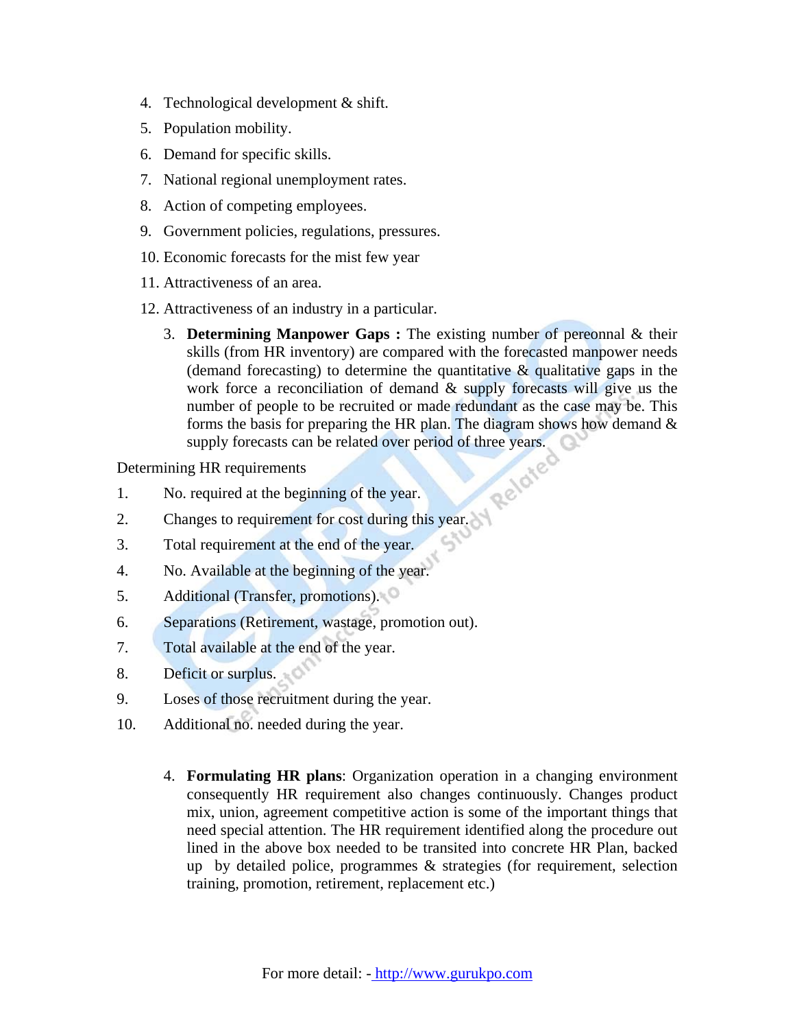4. Technological development & shift.
5. Population mobility.
6. Demand for specific skills.
7. National regional unemployment rates.
8. Action of competing employees.
9. Government policies, regulations, pressures.
10. Economic forecasts for the mist few year
11. Attractiveness of an area.
12. Attractiveness of an industry in a particular.

3. **Determining Manpower Gaps :** The existing number of pereonnal & their skills (from HR inventory) are compared with the forecasted manpower needs (demand forecasting) to determine the quantitative & qualitative gaps in the work force a reconciliation of demand & supply forecasts will give us the number of people to be recruited or made redundant as the case may be. This forms the basis for preparing the HR plan. The diagram shows how demand & supply forecasts can be related over period of three years.

Determining HR requirements

1. No. required at the beginning of the year.
2. Changes to requirement for cost during this year.
3. Total requirement at the end of the year.
4. No. Available at the beginning of the year.
5. Additional (Transfer, promotions).
6. Separations (Retirement, wastage, promotion out).
7. Total available at the end of the year.
8. Deficit or surplus.
9. Loses of those recruitment during the year.
10. Additional no. needed during the year.

4. **Formulating HR plans**: Organization operation in a changing environment consequently HR requirement also changes continuously. Changes product mix, union, agreement competitive action is some of the important things that need special attention. The HR requirement identified along the procedure out lined in the above box needed to be transited into concrete HR Plan, backed up by detailed police, programmes & strategies (for requirement, selection training, promotion, retirement, replacement etc.)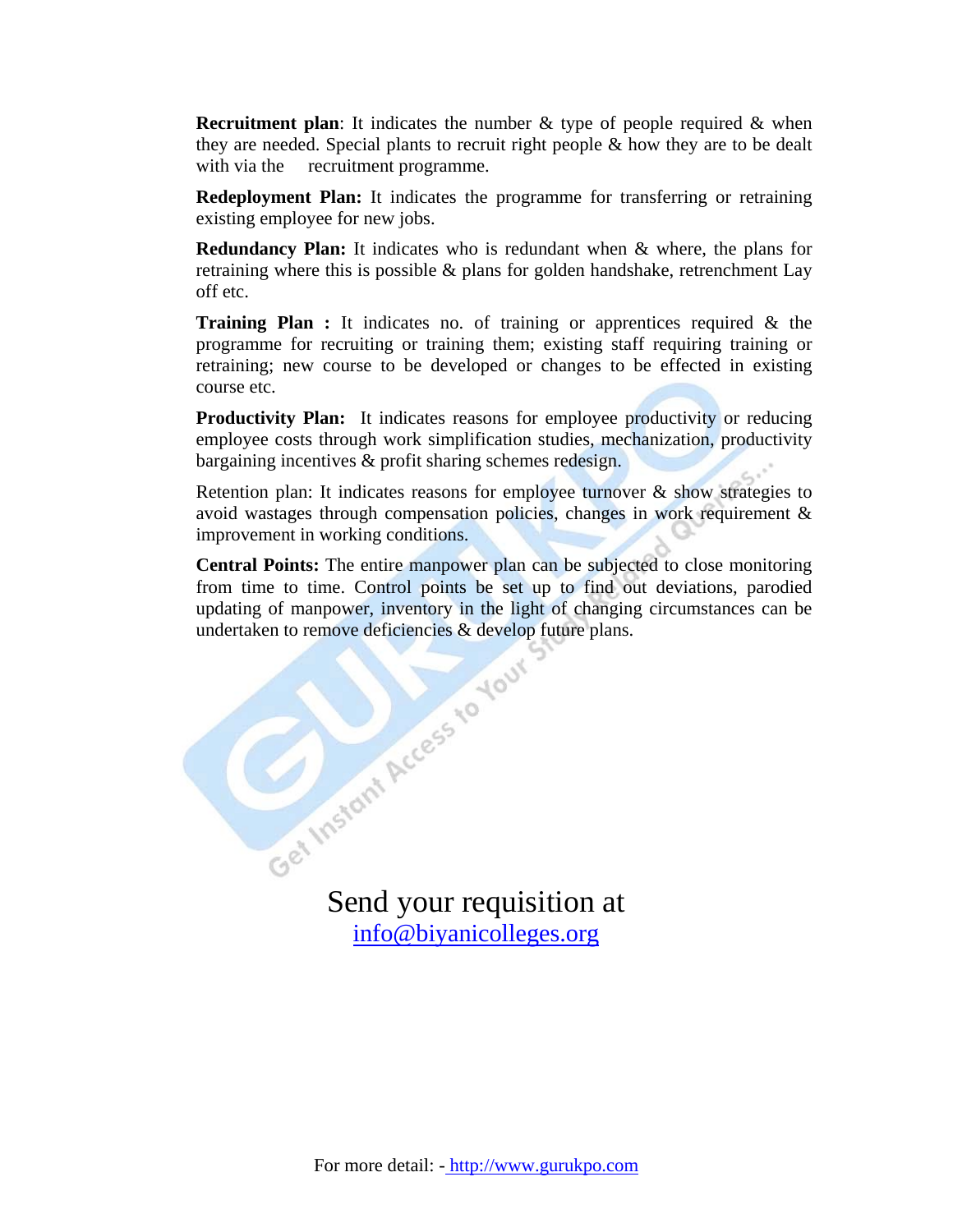**Recruitment plan**: It indicates the number & type of people required & when they are needed. Special plants to recruit right people & how they are to be dealt with via the recruitment programme.

**Redeployment Plan:** It indicates the programme for transferring or retraining existing employee for new jobs.

**Redundancy Plan:** It indicates who is redundant when & where, the plans for retraining where this is possible & plans for golden handshake, retrenchment Lay off etc.

**Training Plan :** It indicates no. of training or apprentices required & the programme for recruiting or training them; existing staff requiring training or retraining; new course to be developed or changes to be effected in existing course etc.

**Productivity Plan:** It indicates reasons for employee productivity or reducing employee costs through work simplification studies, mechanization, productivity bargaining incentives & profit sharing schemes redesign.

Retention plan: It indicates reasons for employee turnover & show strategies to avoid wastages through compensation policies, changes in work requirement & improvement in working conditions.

**Central Points:** The entire manpower plan can be subjected to close monitoring from time to time. Control points be set up to find out deviations, parodied updating of manpower, inventory in the light of changing circumstances can be undertaken to remove deficiencies & develop future plans.

Send your requisition at
info@biyanicolleges.org

For more detail: - http://www.gurukpo.com